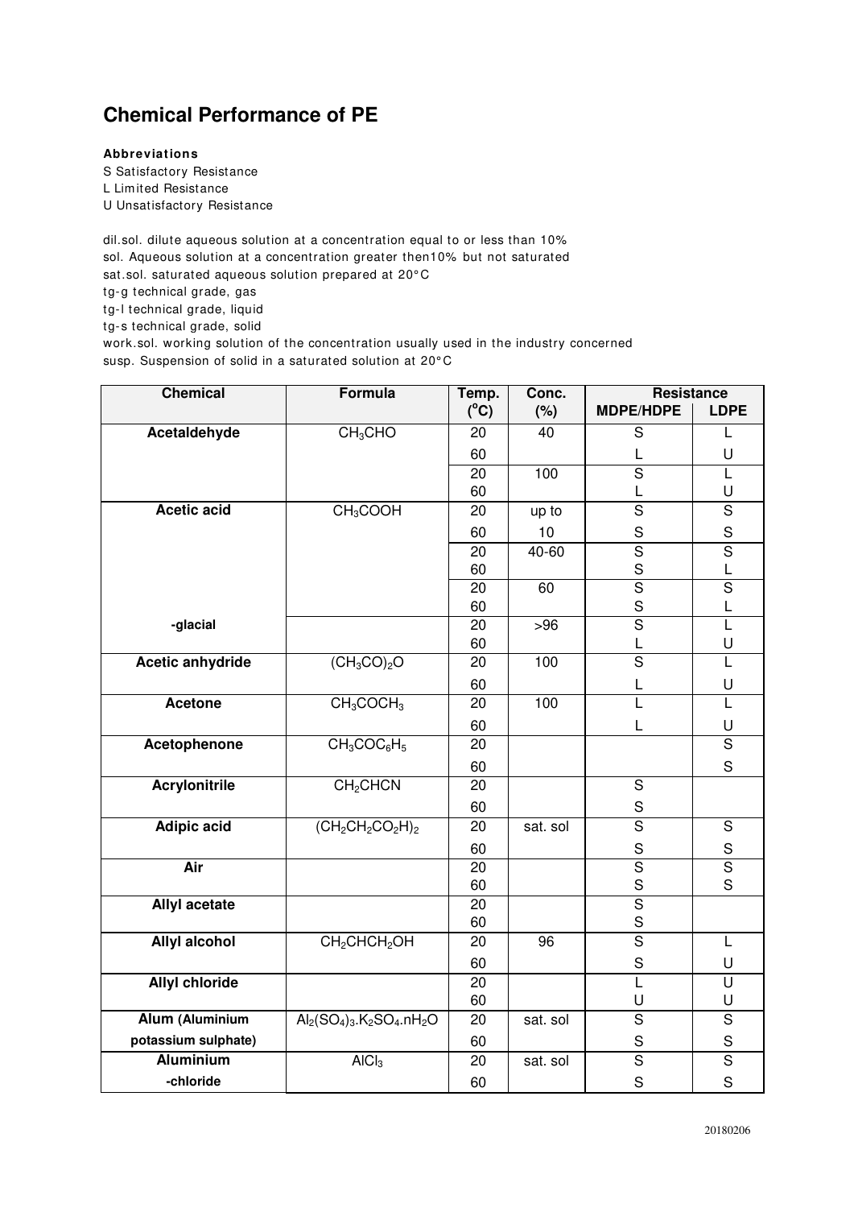# Chemical Performance of PE

**Abbreviations**

S Satisfactory Resistance
L Limited Resistance
U Unsatisfactory Resistance

dil.sol. dilute aqueous solution at a concentration equal to or less than 10%
sol. Aqueous solution at a concentration greater then10% but not saturated
sat.sol. saturated aqueous solution prepared at 20°C
tg-g technical grade, gas
tg-l technical grade, liquid
tg-s technical grade, solid
work.sol. working solution of the concentration usually used in the industry concerned
susp. Suspension of solid in a saturated solution at 20°C

| Chemical | Formula | Temp. (°C) | Conc. (%) | Resistance | |
|---|---|---|---|---|---|
| | | | | MDPE/HDPE | LDPE |
| **Acetaldehyde** | $CH_3CHO$ | 20 | 40 | S | L |
| | | 60 | | L | U |
| | | 20 | 100 | S | L |
| | | 60 | | L | U |
| **Acetic acid** | $CH_3COOH$ | 20 | up to | S | S |
| | | 60 | 10 | S | S |
| | | 20 | 40-60 | S | S |
| | | 60 | | S | L |
| | | 20 | 60 | S | S |
| | | 60 | | S | L |
| **-glacial** | | 20 | >96 | S | L |
| | | 60 | | L | U |
| **Acetic anhydride** | $(CH_3CO)_2O$ | 20 | 100 | S | L |
| | | 60 | | L | U |
| **Acetone** | $CH_3COCH_3$ | 20 | 100 | L | L |
| | | 60 | | L | U |
| **Acetophenone** | $CH_3COC_6H_5$ | 20 | | | S |
| | | 60 | | | S |
| **Acrylonitrile** | $CH_2CHCN$ | 20 | | S | |
| | | 60 | | S | |
| **Adipic acid** | $(CH_2CH_2CO_2H)_2$ | 20 | sat. sol | S | S |
| | | 60 | | S | S |
| **Air** | | 20 | | S | S |
| | | 60 | | S | S |
| **Allyl acetate** | | 20 | | S | |
| | | 60 | | S | |
| **Allyl alcohol** | $CH_2CHCH_2OH$ | 20 | 96 | S | L |
| | | 60 | | S | U |
| **Allyl chloride** | | 20 | | L | U |
| | | 60 | | U | U |
| **Alum (Aluminium potassium sulphate)** | $Al_2(SO_4)_3.K_2SO_4.nH_2O$ | 20 | sat. sol | S | S |
| | | 60 | | S | S |
| **Aluminium -chloride** | $AlCl_3$ | 20 | sat. sol | S | S |
| | | 60 | | S | S |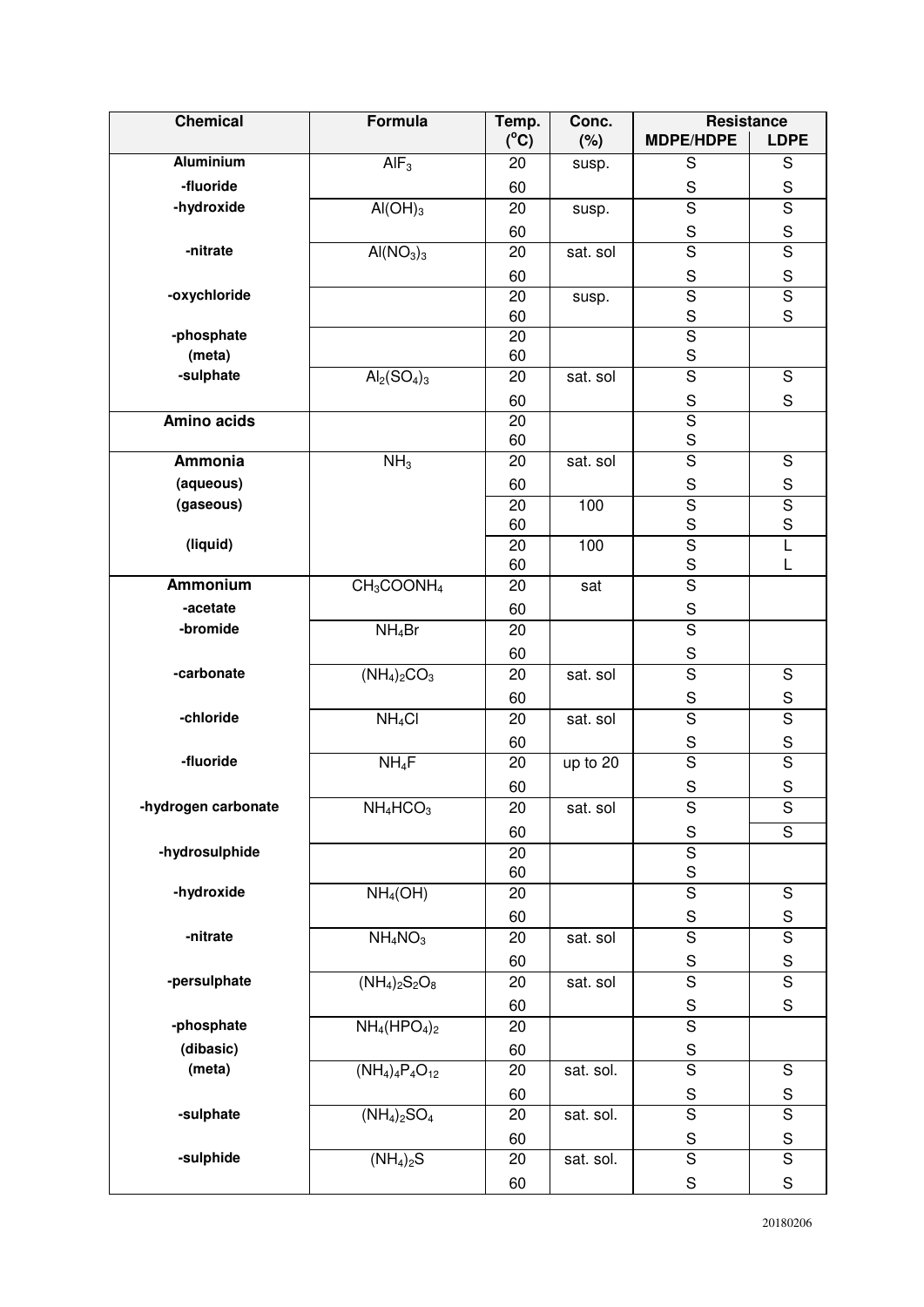| Chemical | Formula | Temp. (°C) | Conc. (%) | Resistance | |
|---|---|---|---|---|---|
| | | | | MDPE/HDPE | LDPE |
| **Aluminium** | $AlF_3$ | 20 | susp. | S | S |
| **-fluoride** | | 60 | | S | S |
| **-hydroxide** | $Al(OH)_3$ | 20 | susp. | S | S |
| | | 60 | | S | S |
| **-nitrate** | $Al(NO_3)_3$ | 20 | sat. sol | S | S |
| | | 60 | | S | S |
| **-oxychloride** | | 20 | susp. | S | S |
| | | 60 | | S | S |
| **-phosphate** | | 20 | | S | |
| **(meta)** | | 60 | | S | |
| **-sulphate** | $Al_2(SO_4)_3$ | 20 | sat. sol | S | S |
| | | 60 | | S | S |
| **Amino acids** | | 20 | | S | |
| | | 60 | | S | |
| **Ammonia** | $NH_3$ | 20 | sat. sol | S | S |
| **(aqueous)** | | 60 | | S | S |
| **(gaseous)** | | 20 | 100 | S | S |
| | | 60 | | S | S |
| **(liquid)** | | 20 | 100 | S | L |
| | | 60 | | S | L |
| **Ammonium** | $CH_3COONH_4$ | 20 | sat | S | |
| **-acetate** | | 60 | | S | |
| **-bromide** | $NH_4Br$ | 20 | | S | |
| | | 60 | | S | |
| **-carbonate** | $(NH_4)_2CO_3$ | 20 | sat. sol | S | S |
| | | 60 | | S | S |
| **-chloride** | $NH_4Cl$ | 20 | sat. sol | S | S |
| | | 60 | | S | S |
| **-fluoride** | $NH_4F$ | 20 | up to 20 | S | S |
| | | 60 | | S | S |
| **-hydrogen carbonate** | $NH_4HCO_3$ | 20 | sat. sol | S | S |
| | | 60 | | S | S |
| **-hydrosulphide** | | 20 | | S | |
| | | 60 | | S | |
| **-hydroxide** | $NH_4(OH)$ | 20 | | S | S |
| | | 60 | | S | S |
| **-nitrate** | $NH_4NO_3$ | 20 | sat. sol | S | S |
| | | 60 | | S | S |
| **-persulphate** | $(NH_4)_2S_2O_8$ | 20 | sat. sol | S | S |
| | | 60 | | S | S |
| **-phosphate** | $NH_4(HPO_4)_2$ | 20 | | S | |
| **(dibasic)** | | 60 | | S | |
| **(meta)** | $(NH_4)_4P_4O_{12}$ | 20 | sat. sol. | S | S |
| | | 60 | | S | S |
| **-sulphate** | $(NH_4)_2SO_4$ | 20 | sat. sol. | S | S |
| | | 60 | | S | S |
| **-sulphide** | $(NH_4)_2S$ | 20 | sat. sol. | S | S |
| | | 60 | | S | S |

20180206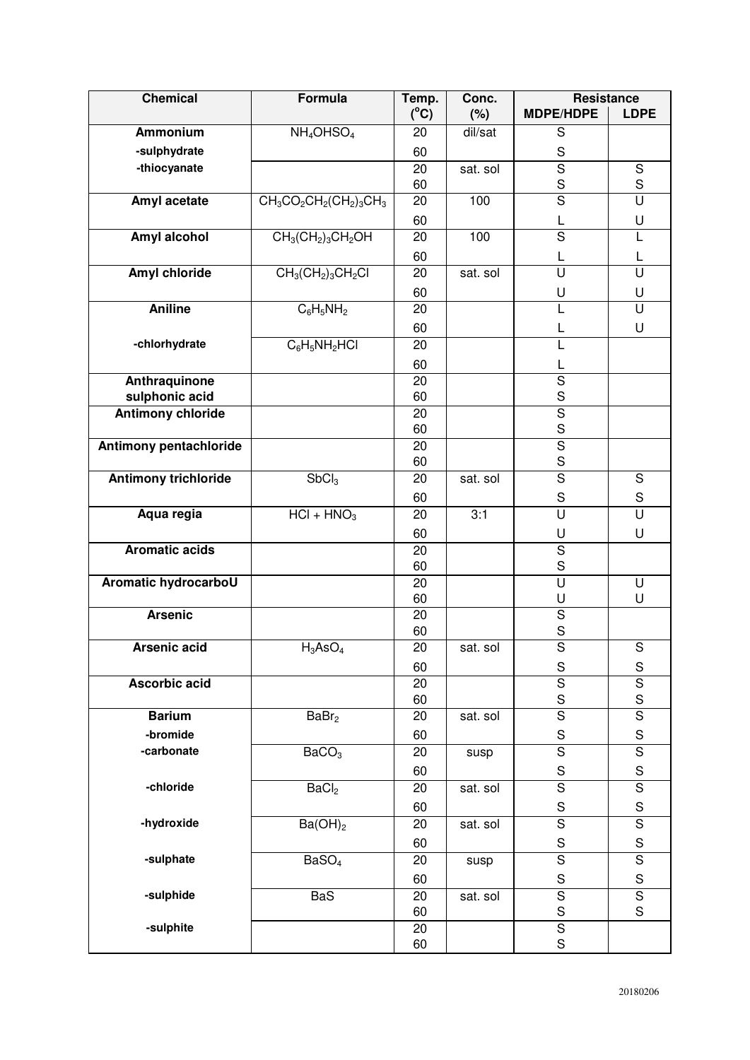| Chemical | Formula | Temp. (°C) | Conc. (%) | Resistance | |
|---|---|---|---|---|---|
| | | | | MDPE/HDPE | LDPE |
| **Ammonium** | $NH_4OHSO_4$ | 20 | dil/sat | S | |
| **-sulphydrate** | | 60 | | S | |
| **-thiocyanate** | | 20 | sat. sol | S | S |
| | | 60 | | S | S |
| **Amyl acetate** | $CH_3CO_2CH_2(CH_2)_3CH_3$ | 20 | 100 | S | U |
| | | 60 | | L | U |
| **Amyl alcohol** | $CH_3(CH_2)_3CH_2OH$ | 20 | 100 | S | L |
| | | 60 | | L | L |
| **Amyl chloride** | $CH_3(CH_2)_3CH_2Cl$ | 20 | sat. sol | U | U |
| | | 60 | | U | U |
| **Aniline** | $C_6H_5NH_2$ | 20 | | L | U |
| | | 60 | | L | U |
| **-chlorhydrate** | $C_6H_5NH_2HCl$ | 20 | | L | |
| | | 60 | | L | |
| **Anthraquinone sulphonic acid** | | 20 | | S | |
| | | 60 | | S | |
| **Antimony chloride** | | 20 | | S | |
| | | 60 | | S | |
| **Antimony pentachloride** | | 20 | | S | |
| | | 60 | | S | |
| **Antimony trichloride** | $SbCl_3$ | 20 | sat. sol | S | S |
| | | 60 | | S | S |
| **Aqua regia** | $HCl + HNO_3$ | 20 | 3:1 | U | U |
| | | 60 | | U | U |
| **Aromatic acids** | | 20 | | S | |
| | | 60 | | S | |
| **Aromatic hydrocarboU** | | 20 | | U | U |
| | | 60 | | U | U |
| **Arsenic** | | 20 | | S | |
| | | 60 | | S | |
| **Arsenic acid** | $H_3AsO_4$ | 20 | sat. sol | S | S |
| | | 60 | | S | S |
| **Ascorbic acid** | | 20 | | S | S |
| | | 60 | | S | S |
| **Barium** | $BaBr_2$ | 20 | sat. sol | S | S |
| **-bromide** | | 60 | | S | S |
| **-carbonate** | $BaCO_3$ | 20 | susp | S | S |
| | | 60 | | S | S |
| **-chloride** | $BaCl_2$ | 20 | sat. sol | S | S |
| | | 60 | | S | S |
| **-hydroxide** | $Ba(OH)_2$ | 20 | sat. sol | S | S |
| | | 60 | | S | S |
| **-sulphate** | $BaSO_4$ | 20 | susp | S | S |
| | | 60 | | S | S |
| **-sulphide** | BaS | 20 | sat. sol | S | S |
| | | 60 | | S | S |
| **-sulphite** | | 20 | | S | |
| | | 60 | | S | |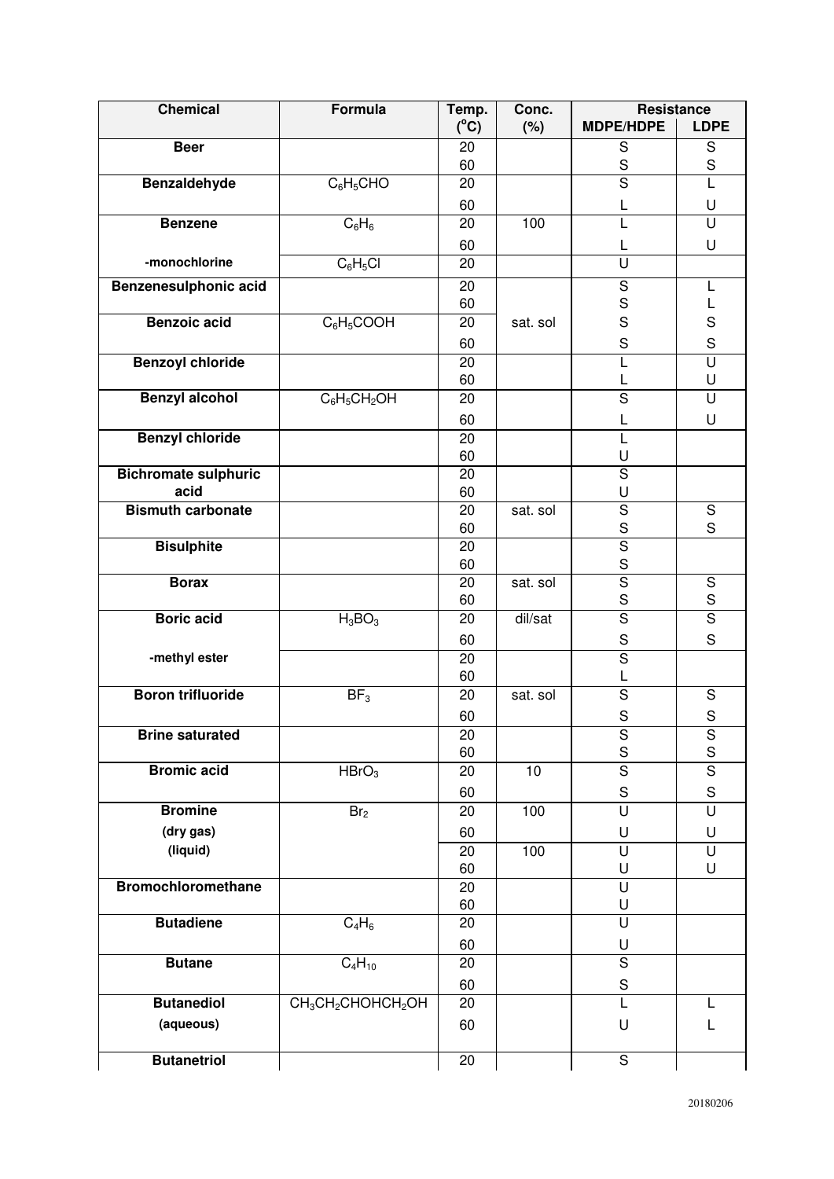| Chemical | Formula | Temp. ($^oC$) | Conc. (%) | Resistance | |
|---|---|---|---|---|---|
| | | | | MDPE/HDPE | LDPE |
| **Beer** | | 20 | | S | S |
| | | 60 | | S | S |
| **Benzaldehyde** | $C_6H_5CHO$ | 20 | | S | L |
| | | 60 | | L | U |
| **Benzene** | $C_6H_6$ | 20 | 100 | L | U |
| | | 60 | | L | U |
| **-monochlorine** | $C_6H_5Cl$ | 20 | | U | |
| **Benzenesulphonic acid** | | 20 | | S | L |
| | | 60 | | S | L |
| **Benzoic acid** | $C_6H_5COOH$ | 20 | sat. sol | S | S |
| | | 60 | | S | S |
| **Benzoyl chloride** | | 20 | | L | U |
| | | 60 | | L | U |
| **Benzyl alcohol** | $C_6H_5CH_2OH$ | 20 | | S | U |
| | | 60 | | L | U |
| **Benzyl chloride** | | 20 | | L | |
| | | 60 | | U | |
| **Bichromate sulphuric acid** | | 20 | | S | |
| | | 60 | | U | |
| **Bismuth carbonate** | | 20 | sat. sol | S | S |
| | | 60 | | S | S |
| **Bisulphite** | | 20 | | S | |
| | | 60 | | S | |
| **Borax** | | 20 | sat. sol | S | S |
| | | 60 | | S | S |
| **Boric acid** | $H_3BO_3$ | 20 | dil/sat | S | S |
| | | 60 | | S | S |
| **-methyl ester** | | 20 | | S | |
| | | 60 | | L | |
| **Boron trifluoride** | $BF_3$ | 20 | sat. sol | S | S |
| | | 60 | | S | S |
| **Brine saturated** | | 20 | | S | S |
| | | 60 | | S | S |
| **Bromic acid** | $HBrO_3$ | 20 | 10 | S | S |
| | | 60 | | S | S |
| **Bromine** | $Br_2$ | 20 | 100 | U | U |
| **(dry gas)** | | 60 | | U | U |
| **(liquid)** | | 20 | 100 | U | U |
| | | 60 | | U | U |
| **Bromochloromethane** | | 20 | | U | |
| | | 60 | | U | |
| **Butadiene** | $C_4H_6$ | 20 | | U | |
| | | 60 | | U | |
| **Butane** | $C_4H_{10}$ | 20 | | S | |
| | | 60 | | S | |
| **Butanediol** | $CH_3CH_2CHOHCH_2OH$ | 20 | | L | L |
| **(aqueous)** | | 60 | | U | L |
| **Butanetriol** | | 20 | | S | |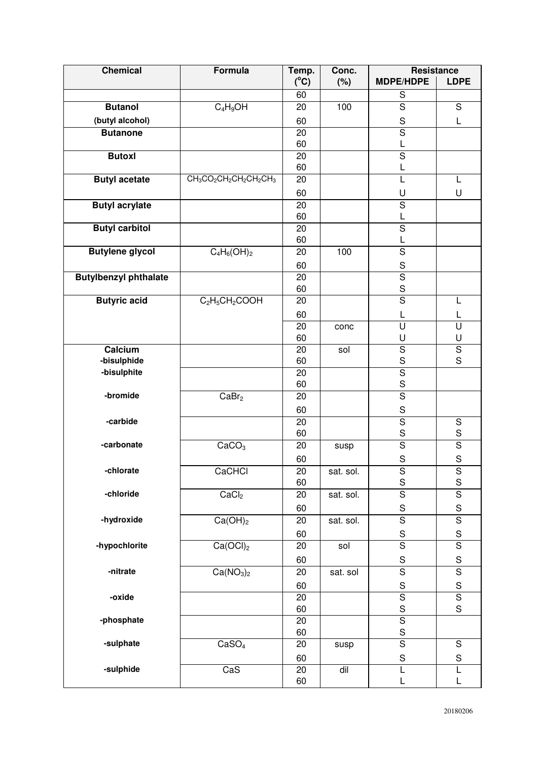| Chemical | Formula | Temp. (°C) | Conc. (%) | Resistance | |
|---|---|---|---|---|---|
| | | | | MDPE/HDPE | LDPE |
| | | 60 | | S | |
| **Butanol** | $C_4H_9OH$ | 20 | 100 | S | S |
| **(butyl alcohol)** | | 60 | | S | L |
| **Butanone** | | 20 | | S | |
| | | 60 | | L | |
| **Butoxl** | | 20 | | S | |
| | | 60 | | L | |
| **Butyl acetate** | $CH_3CO_2CH_2CH_2CH_2CH_3$ | 20 | | L | L |
| | | 60 | | U | U |
| **Butyl acrylate** | | 20 | | S | |
| | | 60 | | L | |
| **Butyl carbitol** | | 20 | | S | |
| | | 60 | | L | |
| **Butylene glycol** | $C_4H_6(OH)_2$ | 20 | 100 | S | |
| | | 60 | | S | |
| **Butylbenzyl phthalate** | | 20 | | S | |
| | | 60 | | S | |
| **Butyric acid** | $C_2H_5CH_2COOH$ | 20 | | S | L |
| | | 60 | | L | L |
| | | 20 | conc | U | U |
| | | 60 | | U | U |
| **Calcium** | | 20 | sol | S | S |
| **-bisulphide** | | 60 | | S | S |
| **-bisulphite** | | 20 | | S | |
| | | 60 | | S | |
| **-bromide** | $CaBr_2$ | 20 | | S | |
| | | 60 | | S | |
| **-carbide** | | 20 | | S | S |
| | | 60 | | S | S |
| **-carbonate** | $CaCO_3$ | 20 | susp | S | S |
| | | 60 | | S | S |
| **-chlorate** | CaCHCl | 20 | sat. sol. | S | S |
| | | 60 | | S | S |
| **-chloride** | $CaCl_2$ | 20 | sat. sol. | S | S |
| | | 60 | | S | S |
| **-hydroxide** | $Ca(OH)_2$ | 20 | sat. sol. | S | S |
| | | 60 | | S | S |
| **-hypochlorite** | $Ca(OCl)_2$ | 20 | sol | S | S |
| | | 60 | | S | S |
| **-nitrate** | $Ca(NO_3)_2$ | 20 | sat. sol | S | S |
| | | 60 | | S | S |
| **-oxide** | | 20 | | S | S |
| | | 60 | | S | S |
| **-phosphate** | | 20 | | S | |
| | | 60 | | S | |
| **-sulphate** | $CaSO_4$ | 20 | susp | S | S |
| | | 60 | | S | S |
| **-sulphide** | CaS | 20 | dil | L | L |
| | | 60 | | L | L |

20180206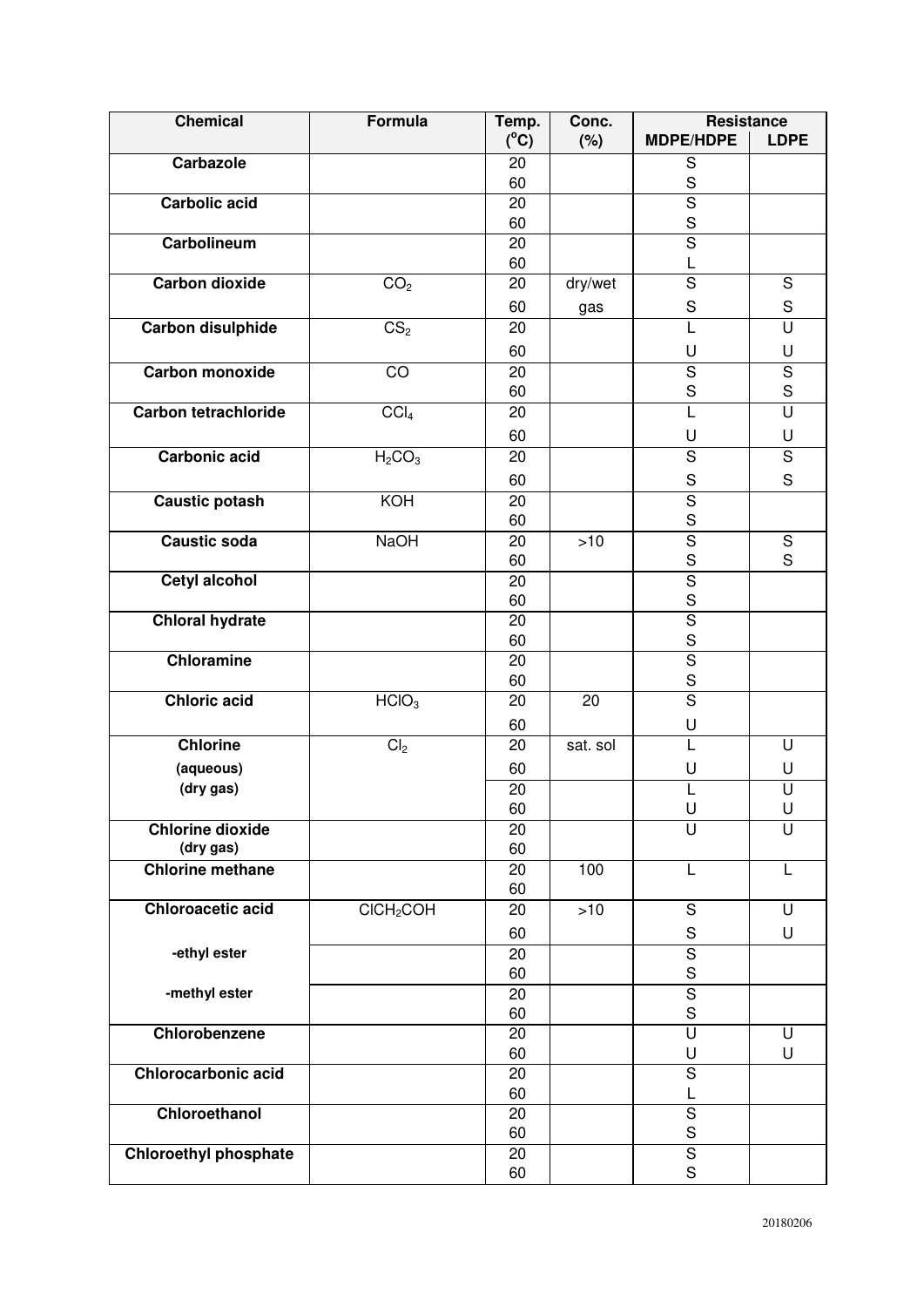| Chemical | Formula | Temp. (°C) | Conc. (%) | Resistance | |
|---|---|---|---|---|---|
| | | | | MDPE/HDPE | LDPE |
| **Carbazole** | | 20 | | S | |
| | | 60 | | S | |
| **Carbolic acid** | | 20 | | S | |
| | | 60 | | S | |
| **Carbolineum** | | 20 | | S | |
| | | 60 | | L | |
| **Carbon dioxide** | $CO_2$ | 20 | dry/wet | S | S |
| | | 60 | gas | S | S |
| **Carbon disulphide** | $CS_2$ | 20 | | L | U |
| | | 60 | | U | U |
| **Carbon monoxide** | CO | 20 | | S | S |
| | | 60 | | S | S |
| **Carbon tetrachloride** | $CCl_4$ | 20 | | L | U |
| | | 60 | | U | U |
| **Carbonic acid** | $H_2CO_3$ | 20 | | S | S |
| | | 60 | | S | S |
| **Caustic potash** | KOH | 20 | | S | |
| | | 60 | | S | |
| **Caustic soda** | NaOH | 20 | >10 | S | S |
| | | 60 | | S | S |
| **Cetyl alcohol** | | 20 | | S | |
| | | 60 | | S | |
| **Chloral hydrate** | | 20 | | S | |
| | | 60 | | S | |
| **Chloramine** | | 20 | | S | |
| | | 60 | | S | |
| **Chloric acid** | $HClO_3$ | 20 | 20 | S | |
| | | 60 | | U | |
| **Chlorine** | $Cl_2$ | 20 | sat. sol | L | U |
| **(aqueous)** | | 60 | | U | U |
| **(dry gas)** | | 20 | | L | U |
| | | 60 | | U | U |
| **Chlorine dioxide** | | 20 | | U | U |
| **(dry gas)** | | 60 | | | |
| **Chlorine methane** | | 20 | 100 | L | L |
| | | 60 | | | |
| **Chloroacetic acid** | $ClCH_2COH$ | 20 | >10 | S | U |
| | | 60 | | S | U |
| **-ethyl ester** | | 20 | | S | |
| | | 60 | | S | |
| **-methyl ester** | | 20 | | S | |
| | | 60 | | S | |
| **Chlorobenzene** | | 20 | | U | U |
| | | 60 | | U | U |
| **Chlorocarbonic acid** | | 20 | | S | |
| | | 60 | | L | |
| **Chloroethanol** | | 20 | | S | |
| | | 60 | | S | |
| **Chloroethyl phosphate** | | 20 | | S | |
| | | 60 | | S | |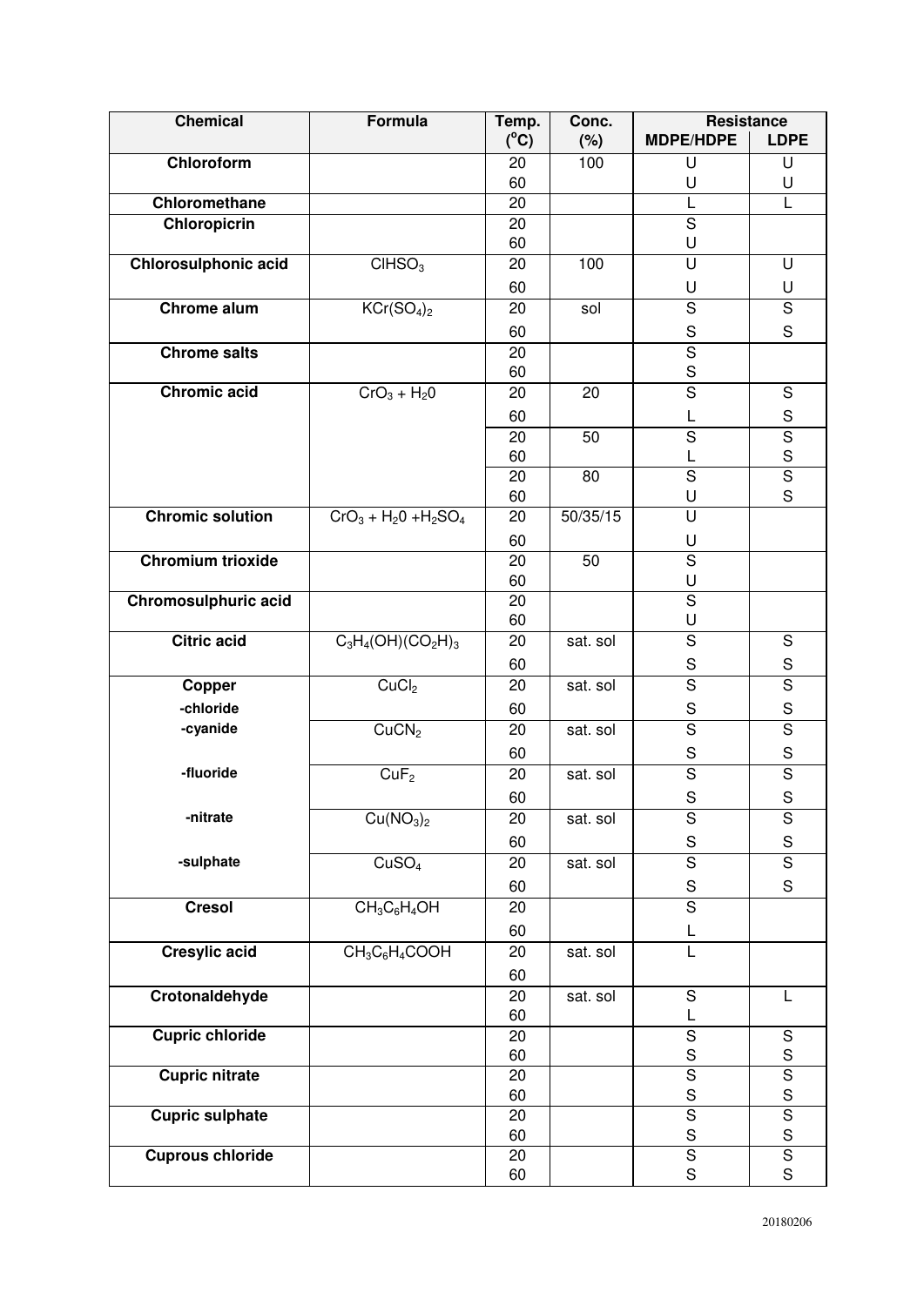| Chemical | Formula | Temp. (°C) | Conc. (%) | Resistance | |
|---|---|---|---|---|---|
| | | | | MDPE/HDPE | LDPE |
| **Chloroform** | | 20 | 100 | U | U |
| | | 60 | | U | U |
| **Chloromethane** | | 20 | | L | L |
| **Chloropicrin** | | 20 | | S | |
| | | 60 | | U | |
| **Chlorosulphonic acid** | $ClHSO_3$ | 20 | 100 | U | U |
| | | 60 | | U | U |
| **Chrome alum** | $KCr(SO_4)_2$ | 20 | sol | S | S |
| | | 60 | | S | S |
| **Chrome salts** | | 20 | | S | |
| | | 60 | | S | |
| **Chromic acid** | $CrO_3 + H_20$ | 20 | 20 | S | S |
| | | 60 | | L | S |
| | | 20 | 50 | S | S |
| | | 60 | | L | S |
| | | 20 | 80 | S | S |
| | | 60 | | U | S |
| **Chromic solution** | $CrO_3 + H_20 + H_2SO_4$ | 20 | 50/35/15 | U | |
| | | 60 | | U | |
| **Chromium trioxide** | | 20 | 50 | S | |
| | | 60 | | U | |
| **Chromosulphuric acid** | | 20 | | S | |
| | | 60 | | U | |
| **Citric acid** | $C_3H_4(OH)(CO_2H)_3$ | 20 | sat. sol | S | S |
| | | 60 | | S | S |
| **Copper** **-chloride** | $CuCl_2$ | 20 | sat. sol | S | S |
| | | 60 | | S | S |
| **-cyanide** | $CuCN_2$ | 20 | sat. sol | S | S |
| | | 60 | | S | S |
| **-fluoride** | $CuF_2$ | 20 | sat. sol | S | S |
| | | 60 | | S | S |
| **-nitrate** | $Cu(NO_3)_2$ | 20 | sat. sol | S | S |
| | | 60 | | S | S |
| **-sulphate** | $CuSO_4$ | 20 | sat. sol | S | S |
| | | 60 | | S | S |
| **Cresol** | $CH_3C_6H_4OH$ | 20 | | S | |
| | | 60 | | L | |
| **Cresylic acid** | $CH_3C_6H_4COOH$ | 20 | sat. sol | L | |
| | | 60 | | | |
| **Crotonaldehyde** | | 20 | sat. sol | S | L |
| | | 60 | | L | |
| **Cupric chloride** | | 20 | | S | S |
| | | 60 | | S | S |
| **Cupric nitrate** | | 20 | | S | S |
| | | 60 | | S | S |
| **Cupric sulphate** | | 20 | | S | S |
| | | 60 | | S | S |
| **Cuprous chloride** | | 20 | | S | S |
| | | 60 | | S | S |

20180206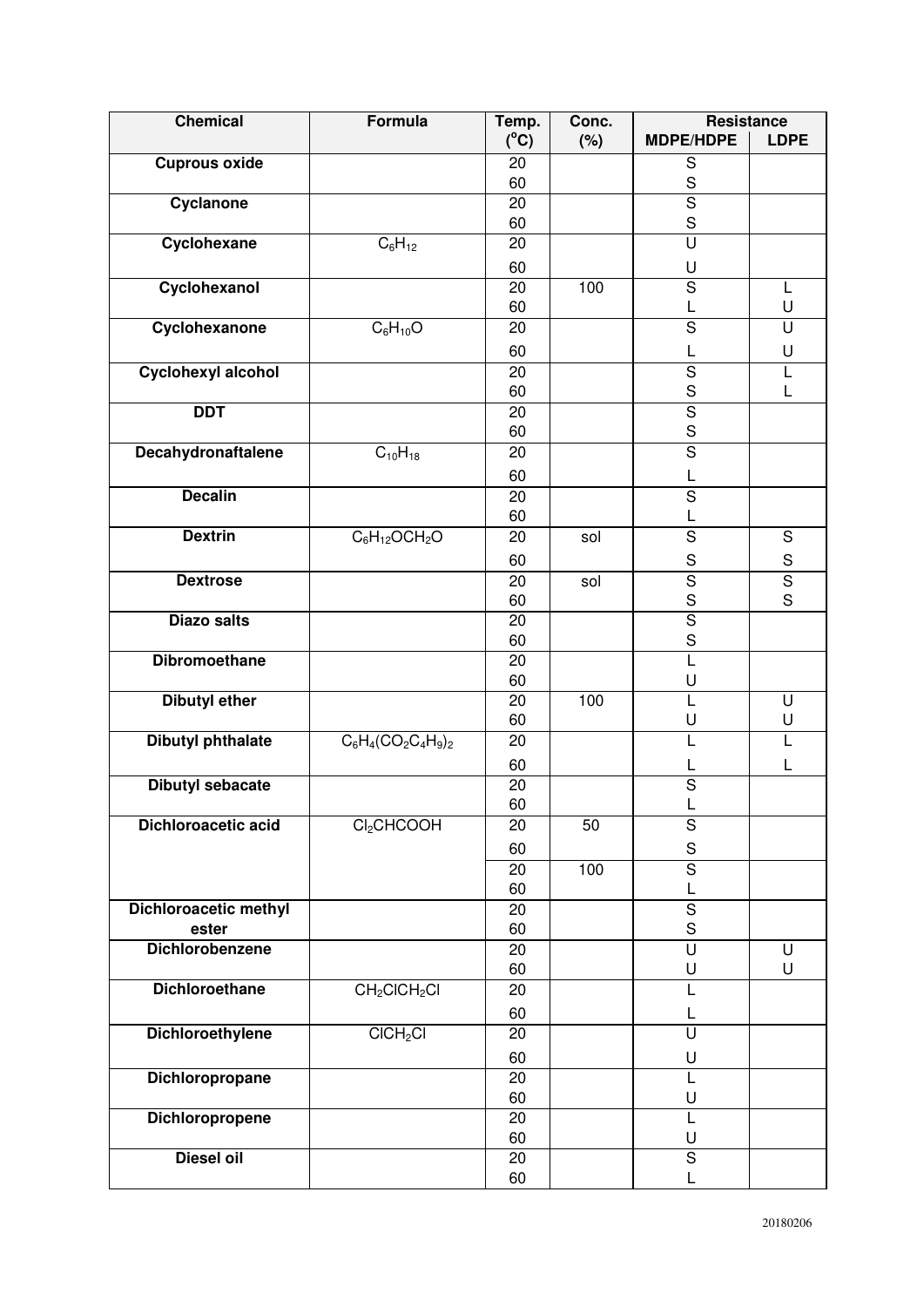| Chemical | Formula | Temp. (°C) | Conc. (%) | Resistance | |
|---|---|---|---|---|---|
| | | | | MDPE/HDPE | LDPE |
| **Cuprous oxide** | | 20 | | S | |
| | | 60 | | S | |
| **Cyclanone** | | 20 | | S | |
| | | 60 | | S | |
| **Cyclohexane** | $C_6H_{12}$ | 20 | | U | |
| | | 60 | | U | |
| **Cyclohexanol** | | 20 | 100 | S | L |
| | | 60 | | L | U |
| **Cyclohexanone** | $C_6H_{10}O$ | 20 | | S | U |
| | | 60 | | L | U |
| **Cyclohexyl alcohol** | | 20 | | S | L |
| | | 60 | | S | L |
| **DDT** | | 20 | | S | |
| | | 60 | | S | |
| **Decahydronaftalene** | $C_{10}H_{18}$ | 20 | | S | |
| | | 60 | | L | |
| **Decalin** | | 20 | | S | |
| | | 60 | | L | |
| **Dextrin** | $C_6H_{12}OCH_2O$ | 20 | sol | S | S |
| | | 60 | | S | S |
| **Dextrose** | | 20 | sol | S | S |
| | | 60 | | S | S |
| **Diazo salts** | | 20 | | S | |
| | | 60 | | S | |
| **Dibromoethane** | | 20 | | L | |
| | | 60 | | U | |
| **Dibutyl ether** | | 20 | 100 | L | U |
| | | 60 | | U | U |
| **Dibutyl phthalate** | $C_6H_4(CO_2C_4H_9)_2$ | 20 | | L | L |
| | | 60 | | L | L |
| **Dibutyl sebacate** | | 20 | | S | |
| | | 60 | | L | |
| **Dichloroacetic acid** | $Cl_2CHCOOH$ | 20 | 50 | S | |
| | | 60 | | S | |
| | | 20 | 100 | S | |
| | | 60 | | L | |
| **Dichloroacetic methyl ester** | | 20 | | S | |
| | | 60 | | S | |
| **Dichlorobenzene** | | 20 | | U | U |
| | | 60 | | U | U |
| **Dichloroethane** | $CH_2ClCH_2Cl$ | 20 | | L | |
| | | 60 | | L | |
| **Dichloroethylene** | $ClCH_2Cl$ | 20 | | U | |
| | | 60 | | U | |
| **Dichloropropane** | | 20 | | L | |
| | | 60 | | U | |
| **Dichloropropene** | | 20 | | L | |
| | | 60 | | U | |
| **Diesel oil** | | 20 | | S | |
| | | 60 | | L | |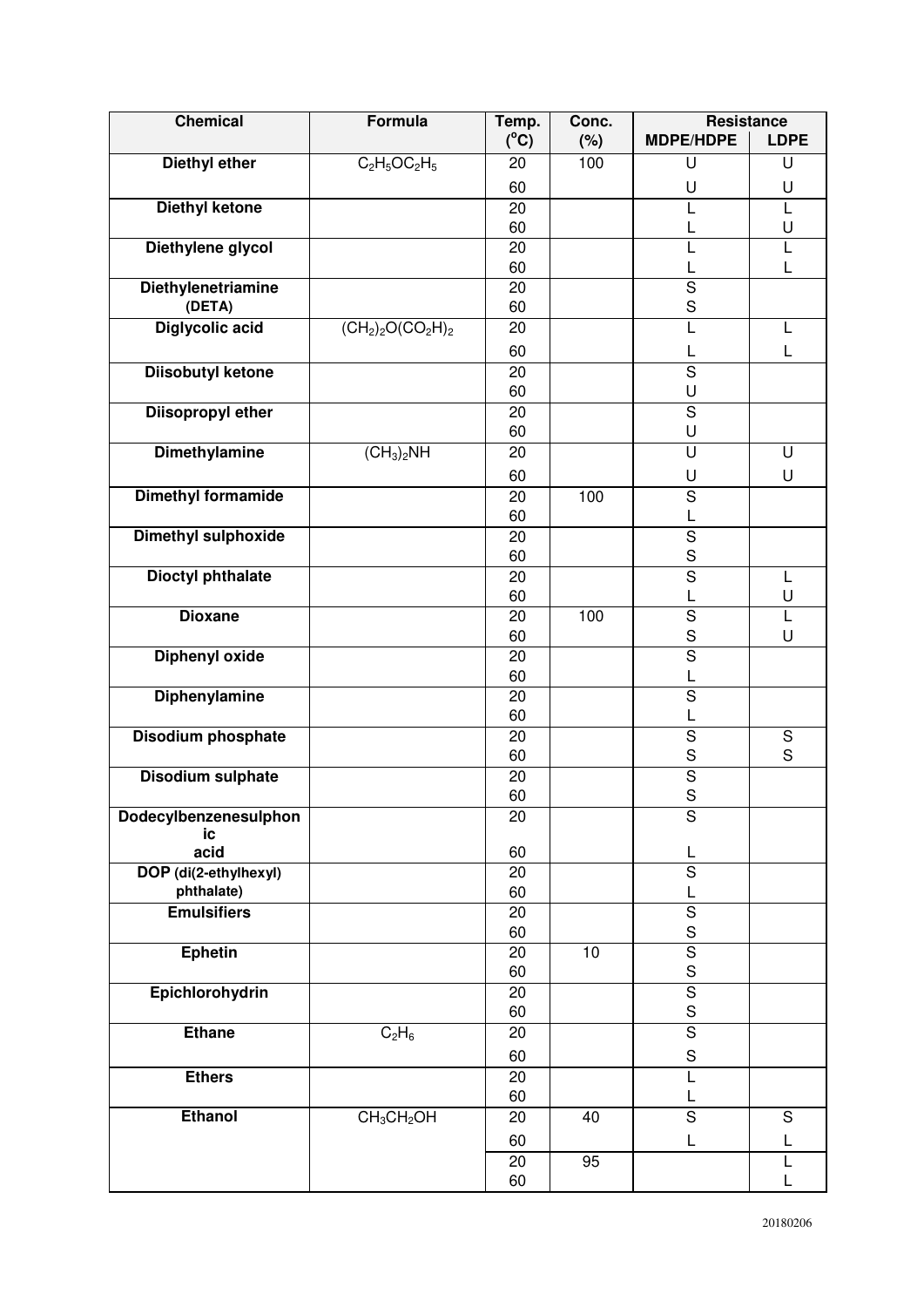| Chemical | Formula | Temp. ($^{o}$C) | Conc. (%) | Resistance | |
|---|---|---|---|---|---|
| | | | | MDPE/HDPE | LDPE |
| **Diethyl ether** | $C_2H_5OC_2H_5$ | 20 | 100 | U | U |
| | | 60 | | U | U |
| **Diethyl ketone** | | 20 | | L | L |
| | | 60 | | L | U |
| **Diethylene glycol** | | 20 | | L | L |
| | | 60 | | L | L |
| **Diethylenetriamine (DETA)** | | 20 | | S | |
| | | 60 | | S | |
| **Diglycolic acid** | $(CH_2)_2O(CO_2H)_2$ | 20 | | L | L |
| | | 60 | | L | L |
| **Diisobutyl ketone** | | 20 | | S | |
| | | 60 | | U | |
| **Diisopropyl ether** | | 20 | | S | |
| | | 60 | | U | |
| **Dimethylamine** | $(CH_3)_2NH$ | 20 | | U | U |
| | | 60 | | U | U |
| **Dimethyl formamide** | | 20 | 100 | S | |
| | | 60 | | L | |
| **Dimethyl sulphoxide** | | 20 | | S | |
| | | 60 | | S | |
| **Dioctyl phthalate** | | 20 | | S | L |
| | | 60 | | L | U |
| **Dioxane** | | 20 | 100 | S | L |
| | | 60 | | S | U |
| **Diphenyl oxide** | | 20 | | S | |
| | | 60 | | L | |
| **Diphenylamine** | | 20 | | S | |
| | | 60 | | L | |
| **Disodium phosphate** | | 20 | | S | S |
| | | 60 | | S | S |
| **Disodium sulphate** | | 20 | | S | |
| | | 60 | | S | |
| **Dodecylbenzenesulphonic acid** | | 20 | | S | |
| | | 60 | | L | |
| **DOP (di(2-ethylhexyl) phthalate)** | | 20 | | S | |
| | | 60 | | L | |
| **Emulsifiers** | | 20 | | S | |
| | | 60 | | S | |
| **Ephetin** | | 20 | 10 | S | |
| | | 60 | | S | |
| **Epichlorohydrin** | | 20 | | S | |
| | | 60 | | S | |
| **Ethane** | $C_2H_6$ | 20 | | S | |
| | | 60 | | S | |
| **Ethers** | | 20 | | L | |
| | | 60 | | L | |
| **Ethanol** | $CH_3CH_2OH$ | 20 | 40 | S | S |
| | | 60 | | L | L |
| | | 20 | 95 | | L |
| | | 60 | | | L |

20180206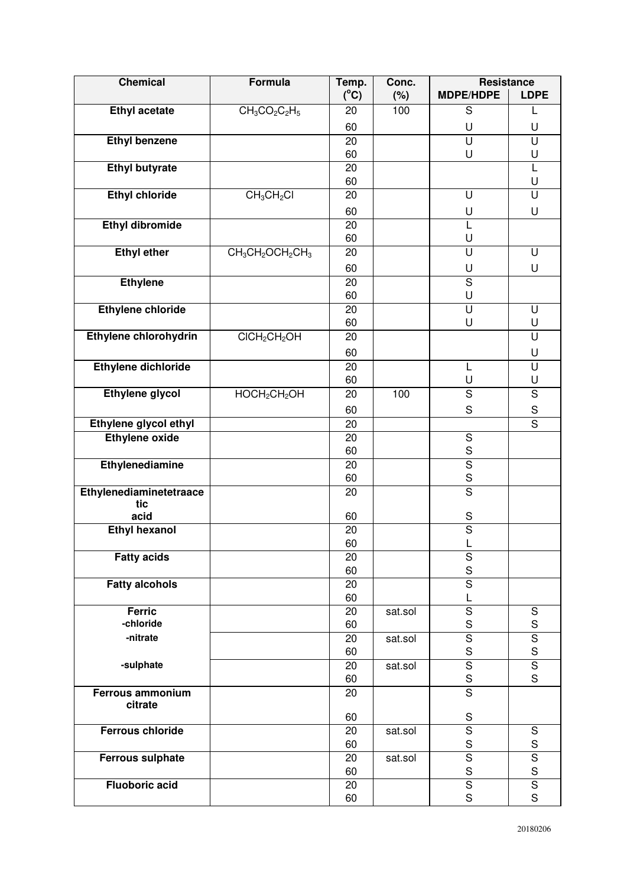| Chemical | Formula | Temp. (°C) | Conc. (%) | Resistance | |
|---|---|---|---|---|---|
| | | | | MDPE/HDPE | LDPE |
| **Ethyl acetate** | $CH_3CO_2C_2H_5$ | 20 | 100 | S | L |
| | | 60 | | U | U |
| **Ethyl benzene** | | 20 | | U | U |
| | | 60 | | U | U |
| **Ethyl butyrate** | | 20 | | | L |
| | | 60 | | | U |
| **Ethyl chloride** | $CH_3CH_2Cl$ | 20 | | U | U |
| | | 60 | | U | U |
| **Ethyl dibromide** | | 20 | | L | |
| | | 60 | | U | |
| **Ethyl ether** | $CH_3CH_2OCH_2CH_3$ | 20 | | U | U |
| | | 60 | | U | U |
| **Ethylene** | | 20 | | S | |
| | | 60 | | U | |
| **Ethylene chloride** | | 20 | | U | U |
| | | 60 | | U | U |
| **Ethylene chlorohydrin** | $ClCH_2CH_2OH$ | 20 | | | U |
| | | 60 | | | U |
| **Ethylene dichloride** | | 20 | | L | U |
| | | 60 | | U | U |
| **Ethylene glycol** | $HOCH_2CH_2OH$ | 20 | 100 | S | S |
| | | 60 | | S | S |
| **Ethylene glycol ethyl** | | 20 | | | S |
| **Ethylene oxide** | | 20 | | S | |
| | | 60 | | S | |
| **Ethylenediamine** | | 20 | | S | |
| | | 60 | | S | |
| **Ethylenediaminetetraacetic acid** | | 20 | | S | |
| | | 60 | | S | |
| **Ethyl hexanol** | | 20 | | S | |
| | | 60 | | L | |
| **Fatty acids** | | 20 | | S | |
| | | 60 | | S | |
| **Fatty alcohols** | | 20 | | S | |
| | | 60 | | L | |
| **Ferric** **-chloride** | | 20 | sat.sol | S | S |
| | | 60 | | S | S |
| **-nitrate** | | 20 | sat.sol | S | S |
| | | 60 | | S | S |
| **-sulphate** | | 20 | sat.sol | S | S |
| | | 60 | | S | S |
| **Ferrous ammonium citrate** | | 20 | | S | |
| | | 60 | | S | |
| **Ferrous chloride** | | 20 | sat.sol | S | S |
| | | 60 | | S | S |
| **Ferrous sulphate** | | 20 | sat.sol | S | S |
| | | 60 | | S | S |
| **Fluoboric acid** | | 20 | | S | S |
| | | 60 | | S | S |

20180206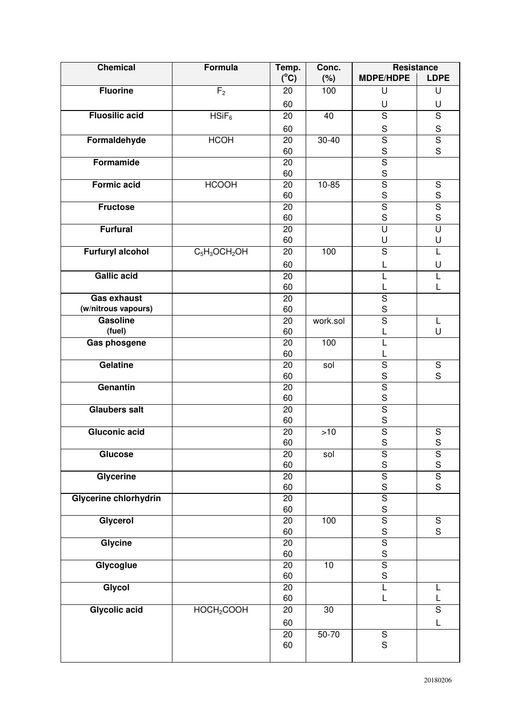| Chemical | Formula | Temp. (°C) | Conc. (%) | Resistance | |
|---|---|---|---|---|---|
| | | | | MDPE/HDPE | LDPE |
| **Fluorine** | $F_2$ | 20 | 100 | U | U |
| | | 60 | | U | U |
| **Fluosilic acid** | $HSiF_6$ | 20 | 40 | S | S |
| | | 60 | | S | S |
| **Formaldehyde** | HCOH | 20 | 30-40 | S | S |
| | | 60 | | S | S |
| **Formamide** | | 20 | | S | |
| | | 60 | | S | |
| **Formic acid** | HCOOH | 20 | 10-85 | S | S |
| | | 60 | | S | S |
| **Fructose** | | 20 | | S | S |
| | | 60 | | S | S |
| **Furfural** | | 20 | | U | U |
| | | 60 | | U | U |
| **Furfuryl alcohol** | $C_5H_3OCH_2OH$ | 20 | 100 | S | L |
| | | 60 | | L | U |
| **Gallic acid** | | 20 | | L | L |
| | | 60 | | L | L |
| **Gas exhaust (w/nitrous vapours)** | | 20 | | S | |
| | | 60 | | S | |
| **Gasoline (fuel)** | | 20 | work.sol | S | L |
| | | 60 | | L | U |
| **Gas phosgene** | | 20 | 100 | L | |
| | | 60 | | L | |
| **Gelatine** | | 20 | sol | S | S |
| | | 60 | | S | S |
| **Genantin** | | 20 | | S | |
| | | 60 | | S | |
| **Glaubers salt** | | 20 | | S | |
| | | 60 | | S | |
| **Gluconic acid** | | 20 | >10 | S | S |
| | | 60 | | S | S |
| **Glucose** | | 20 | sol | S | S |
| | | 60 | | S | S |
| **Glycerine** | | 20 | | S | S |
| | | 60 | | S | S |
| **Glycerine chlorhydrin** | | 20 | | S | |
| | | 60 | | S | |
| **Glycerol** | | 20 | 100 | S | S |
| | | 60 | | S | S |
| **Glycine** | | 20 | | S | |
| | | 60 | | S | |
| **Glycoglue** | | 20 | 10 | S | |
| | | 60 | | S | |
| **Glycol** | | 20 | | L | L |
| | | 60 | | L | L |
| **Glycolic acid** | $HOCH_2COOH$ | 20 | 30 | | S |
| | | 60 | | | L |
| | | 20 | 50-70 | S | |
| | | 60 | | S | |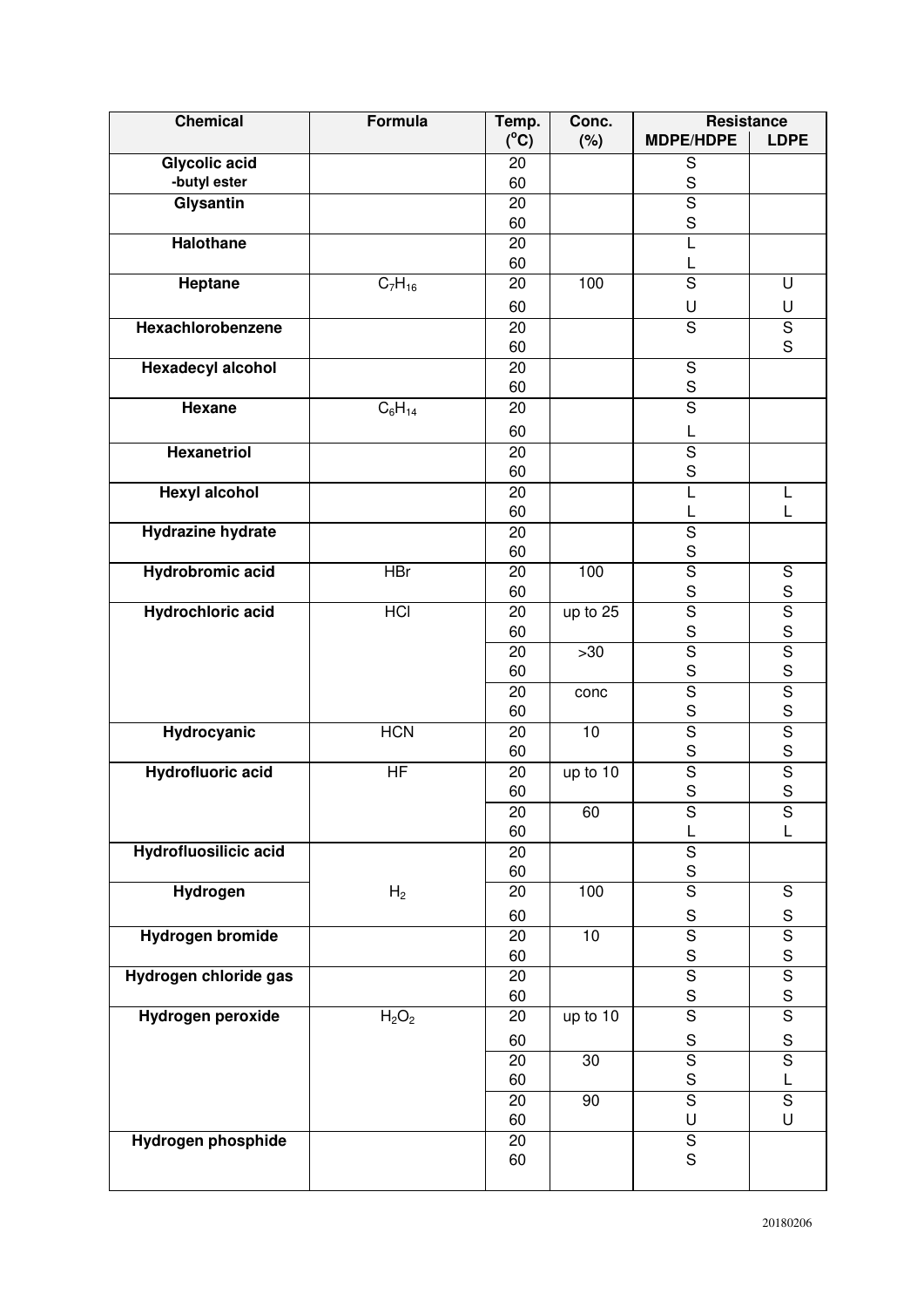| Chemical | Formula | Temp. (°C) | Conc. (%) | Resistance | |
|---|---|---|---|---|---|
| | | | | MDPE/HDPE | LDPE |
| **Glycolic acid -butyl ester** | | 20 | | S | |
| | | 60 | | S | |
| **Glysantin** | | 20 | | S | |
| | | 60 | | S | |
| **Halothane** | | 20 | | L | |
| | | 60 | | L | |
| **Heptane** | $C_7H_{16}$ | 20 | 100 | S | U |
| | | 60 | | U | U |
| **Hexachlorobenzene** | | 20 | | S | S |
| | | 60 | | | S |
| **Hexadecyl alcohol** | | 20 | | S | |
| | | 60 | | S | |
| **Hexane** | $C_6H_{14}$ | 20 | | S | |
| | | 60 | | L | |
| **Hexanetriol** | | 20 | | S | |
| | | 60 | | S | |
| **Hexyl alcohol** | | 20 | | L | L |
| | | 60 | | L | L |
| **Hydrazine hydrate** | | 20 | | S | |
| | | 60 | | S | |
| **Hydrobromic acid** | HBr | 20 | 100 | S | S |
| | | 60 | | S | S |
| **Hydrochloric acid** | HCl | 20 | up to 25 | S | S |
| | | 60 | | S | S |
| | | 20 | >30 | S | S |
| | | 60 | | S | S |
| | | 20 | conc | S | S |
| | | 60 | | S | S |
| **Hydrocyanic** | HCN | 20 | 10 | S | S |
| | | 60 | | S | S |
| **Hydrofluoric acid** | HF | 20 | up to 10 | S | S |
| | | 60 | | S | S |
| | | 20 | 60 | S | S |
| | | 60 | | L | L |
| **Hydrofluosilicic acid** | | 20 | | S | |
| | | 60 | | S | |
| **Hydrogen** | $H_2$ | 20 | 100 | S | S |
| | | 60 | | S | S |
| **Hydrogen bromide** | | 20 | 10 | S | S |
| | | 60 | | S | S |
| **Hydrogen chloride gas** | | 20 | | S | S |
| | | 60 | | S | S |
| **Hydrogen peroxide** | $H_2O_2$ | 20 | up to 10 | S | S |
| | | 60 | | S | S |
| | | 20 | 30 | S | S |
| | | 60 | | S | L |
| | | 20 | 90 | S | S |
| | | 60 | | U | U |
| **Hydrogen phosphide** | | 20 | | S | |
| | | 60 | | S | |

20180206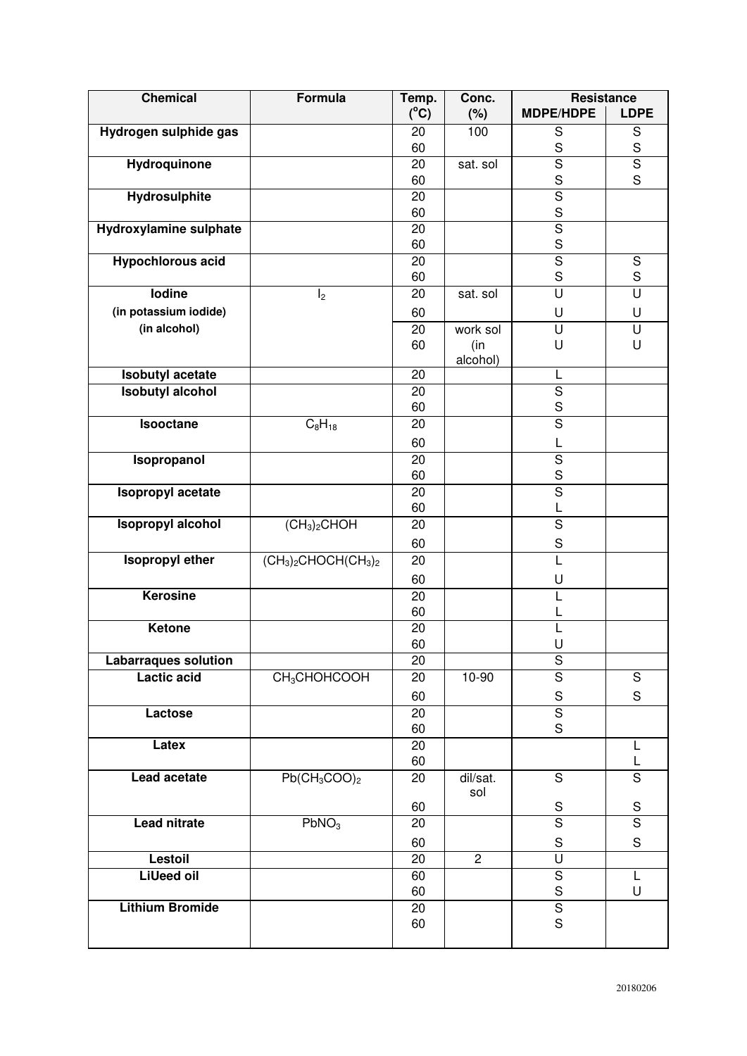| Chemical | Formula | Temp. (°C) | Conc. (%) | Resistance | |
|---|---|---|---|---|---|
| | | | | MDPE/HDPE | LDPE |
| **Hydrogen sulphide gas** | | 20 | 100 | S | S |
| | | 60 | | S | S |
| **Hydroquinone** | | 20 | sat. sol | S | S |
| | | 60 | | S | S |
| **Hydrosulphite** | | 20 | | S | |
| | | 60 | | S | |
| **Hydroxylamine sulphate** | | 20 | | S | |
| | | 60 | | S | |
| **Hypochlorous acid** | | 20 | | S | S |
| | | 60 | | S | S |
| **Iodine** | $I_2$ | 20 | sat. sol | U | U |
| **(in potassium iodide)** | | 60 | | U | U |
| **(in alcohol)** | | 20 | work sol | U | U |
| | | 60 | (in alcohol) | U | U |
| **Isobutyl acetate** | | 20 | | L | |
| **Isobutyl alcohol** | | 20 | | S | |
| | | 60 | | S | |
| **Isooctane** | $C_8H_{18}$ | 20 | | S | |
| | | 60 | | L | |
| **Isopropanol** | | 20 | | S | |
| | | 60 | | S | |
| **Isopropyl acetate** | | 20 | | S | |
| | | 60 | | L | |
| **Isopropyl alcohol** | $(CH_3)_2CHOH$ | 20 | | S | |
| | | 60 | | S | |
| **Isopropyl ether** | $(CH_3)_2CHOCH(CH_3)_2$ | 20 | | L | |
| | | 60 | | U | |
| **Kerosine** | | 20 | | L | |
| | | 60 | | L | |
| **Ketone** | | 20 | | L | |
| | | 60 | | U | |
| **Labarraques solution** | | 20 | | S | |
| **Lactic acid** | $CH_3CHOHCOOH$ | 20 | 10-90 | S | S |
| | | 60 | | S | S |
| **Lactose** | | 20 | | S | |
| | | 60 | | S | |
| **Latex** | | 20 | | | L |
| | | 60 | | | L |
| **Lead acetate** | $Pb(CH_3COO)_2$ | 20 | dil/sat. sol | S | S |
| | | 60 | | S | S |
| **Lead nitrate** | $PbNO_3$ | 20 | | S | S |
| | | 60 | | S | S |
| **Lestoil** | | 20 | 2 | U | |
| **LiUeed oil** | | 60 | | S | L |
| | | 60 | | S | U |
| **Lithium Bromide** | | 20 | | S | |
| | | 60 | | S | |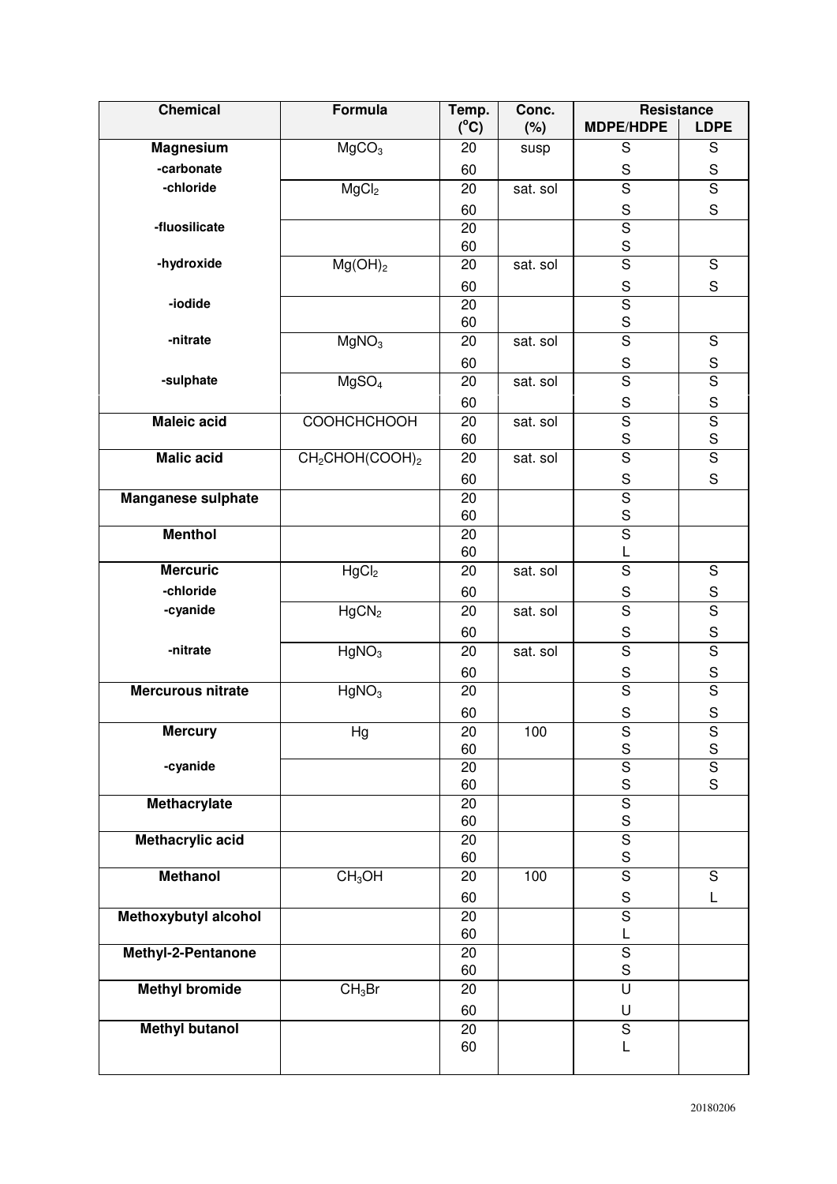| Chemical | Formula | Temp. (°C) | Conc. (%) | Resistance | |
|---|---|---|---|---|---|
| | | | | MDPE/HDPE | LDPE |
| **Magnesium** | $MgCO_3$ | 20 | susp | S | S |
| -carbonate | | 60 | | S | S |
| -chloride | $MgCl_2$ | 20 | sat. sol | S | S |
| | | 60 | | S | S |
| -fluosilicate | | 20 | | S | |
| | | 60 | | S | |
| -hydroxide | $Mg(OH)_2$ | 20 | sat. sol | S | S |
| | | 60 | | S | S |
| -iodide | | 20 | | S | |
| | | 60 | | S | |
| -nitrate | $MgNO_3$ | 20 | sat. sol | S | S |
| | | 60 | | S | S |
| -sulphate | $MgSO_4$ | 20 | sat. sol | S | S |
| | | 60 | | S | S |
| **Maleic acid** | COOHCHCHOOH | 20 | sat. sol | S | S |
| | | 60 | | S | S |
| **Malic acid** | $CH_2CHOH(COOH)_2$ | 20 | sat. sol | S | S |
| | | 60 | | S | S |
| **Manganese sulphate** | | 20 | | S | |
| | | 60 | | S | |
| **Menthol** | | 20 | | S | |
| | | 60 | | L | |
| **Mercuric** | $HgCl_2$ | 20 | sat. sol | S | S |
| -chloride | | 60 | | S | S |
| -cyanide | $HgCN_2$ | 20 | sat. sol | S | S |
| | | 60 | | S | S |
| -nitrate | $HgNO_3$ | 20 | sat. sol | S | S |
| | | 60 | | S | S |
| **Mercurous nitrate** | $HgNO_3$ | 20 | | S | S |
| | | 60 | | S | S |
| **Mercury** | Hg | 20 | 100 | S | S |
| | | 60 | | S | S |
| -cyanide | | 20 | | S | S |
| | | 60 | | S | S |
| **Methacrylate** | | 20 | | S | |
| | | 60 | | S | |
| **Methacrylic acid** | | 20 | | S | |
| | | 60 | | S | |
| **Methanol** | $CH_3OH$ | 20 | 100 | S | S |
| | | 60 | | S | L |
| **Methoxybutyl alcohol** | | 20 | | S | |
| | | 60 | | L | |
| **Methyl-2-Pentanone** | | 20 | | S | |
| | | 60 | | S | |
| **Methyl bromide** | $CH_3Br$ | 20 | | U | |
| | | 60 | | U | |
| **Methyl butanol** | | 20 | | S | |
| | | 60 | | L | |

20180206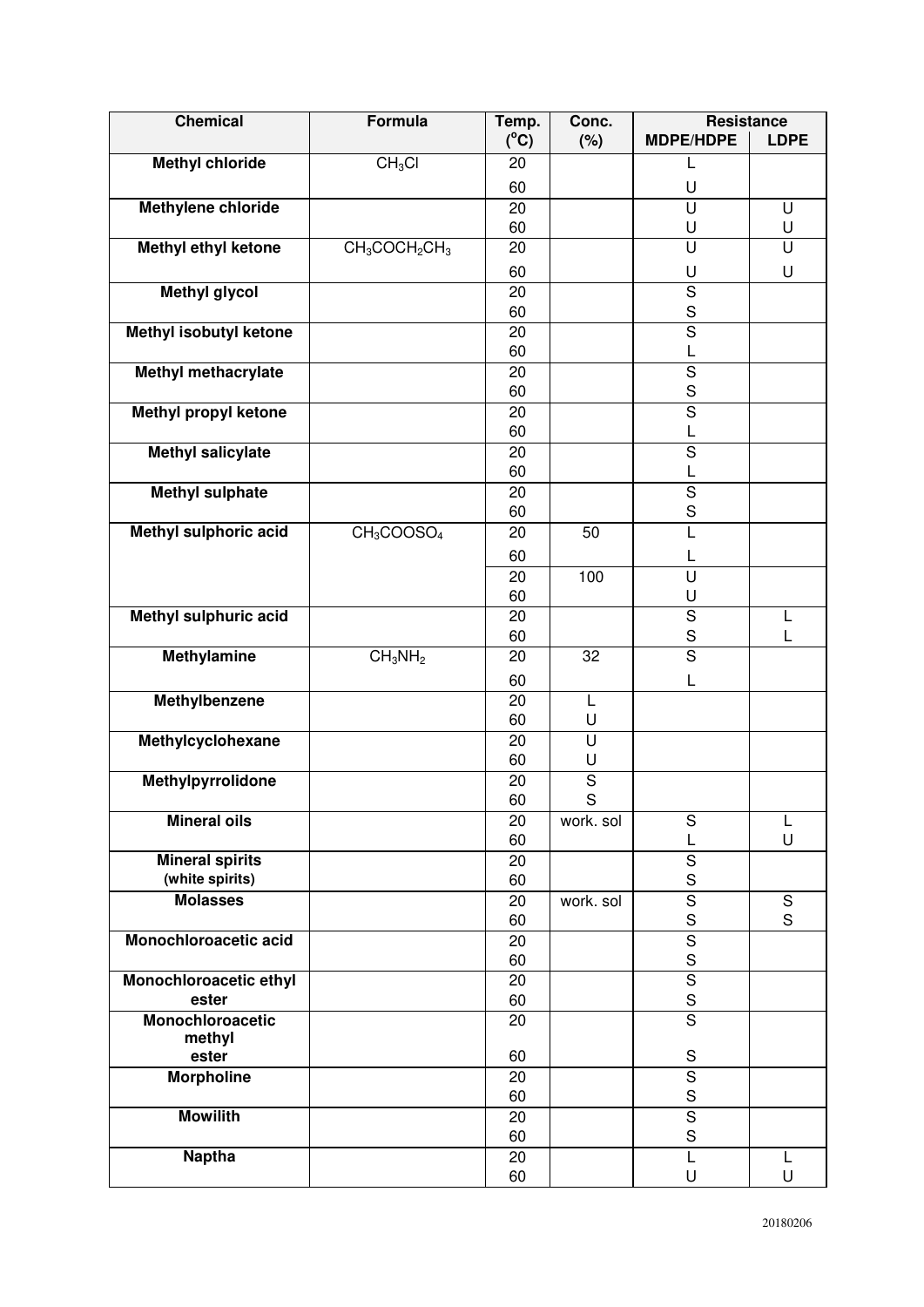| Chemical | Formula | Temp. (°C) | Conc. (%) | Resistance | |
|---|---|---|---|---|---|
| | | | | MDPE/HDPE | LDPE |
| **Methyl chloride** | $CH_3Cl$ | 20 | | L | |
| | | 60 | | U | |
| **Methylene chloride** | | 20 | | U | U |
| | | 60 | | U | U |
| **Methyl ethyl ketone** | $CH_3COCH_2CH_3$ | 20 | | U | U |
| | | 60 | | U | U |
| **Methyl glycol** | | 20 | | S | |
| | | 60 | | S | |
| **Methyl isobutyl ketone** | | 20 | | S | |
| | | 60 | | L | |
| **Methyl methacrylate** | | 20 | | S | |
| | | 60 | | S | |
| **Methyl propyl ketone** | | 20 | | S | |
| | | 60 | | L | |
| **Methyl salicylate** | | 20 | | S | |
| | | 60 | | L | |
| **Methyl sulphate** | | 20 | | S | |
| | | 60 | | S | |
| **Methyl sulphoric acid** | $CH_3COOSO_4$ | 20 | 50 | L | |
| | | 60 | | L | |
| | | 20 | 100 | U | |
| | | 60 | | U | |
| **Methyl sulphuric acid** | | 20 | | S | L |
| | | 60 | | S | L |
| **Methylamine** | $CH_3NH_2$ | 20 | 32 | S | |
| | | 60 | | L | |
| **Methylbenzene** | | 20 | L | | |
| | | 60 | U | | |
| **Methylcyclohexane** | | 20 | U | | |
| | | 60 | U | | |
| **Methylpyrrolidone** | | 20 | S | | |
| | | 60 | S | | |
| **Mineral oils** | | 20 | work. sol | S | L |
| | | 60 | | L | U |
| **Mineral spirits** (white spirits) | | 20 | | S | |
| | | 60 | | S | |
| **Molasses** | | 20 | work. sol | S | S |
| | | 60 | | S | S |
| **Monochloroacetic acid** | | 20 | | S | |
| | | 60 | | S | |
| **Monochloroacetic ethyl ester** | | 20 | | S | |
| | | 60 | | S | |
| **Monochloroacetic methyl ester** | | 20 | | S | |
| | | 60 | | S | |
| **Morpholine** | | 20 | | S | |
| | | 60 | | S | |
| **Mowilith** | | 20 | | S | |
| | | 60 | | S | |
| **Naptha** | | 20 | | L | L |
| | | 60 | | U | U |

20180206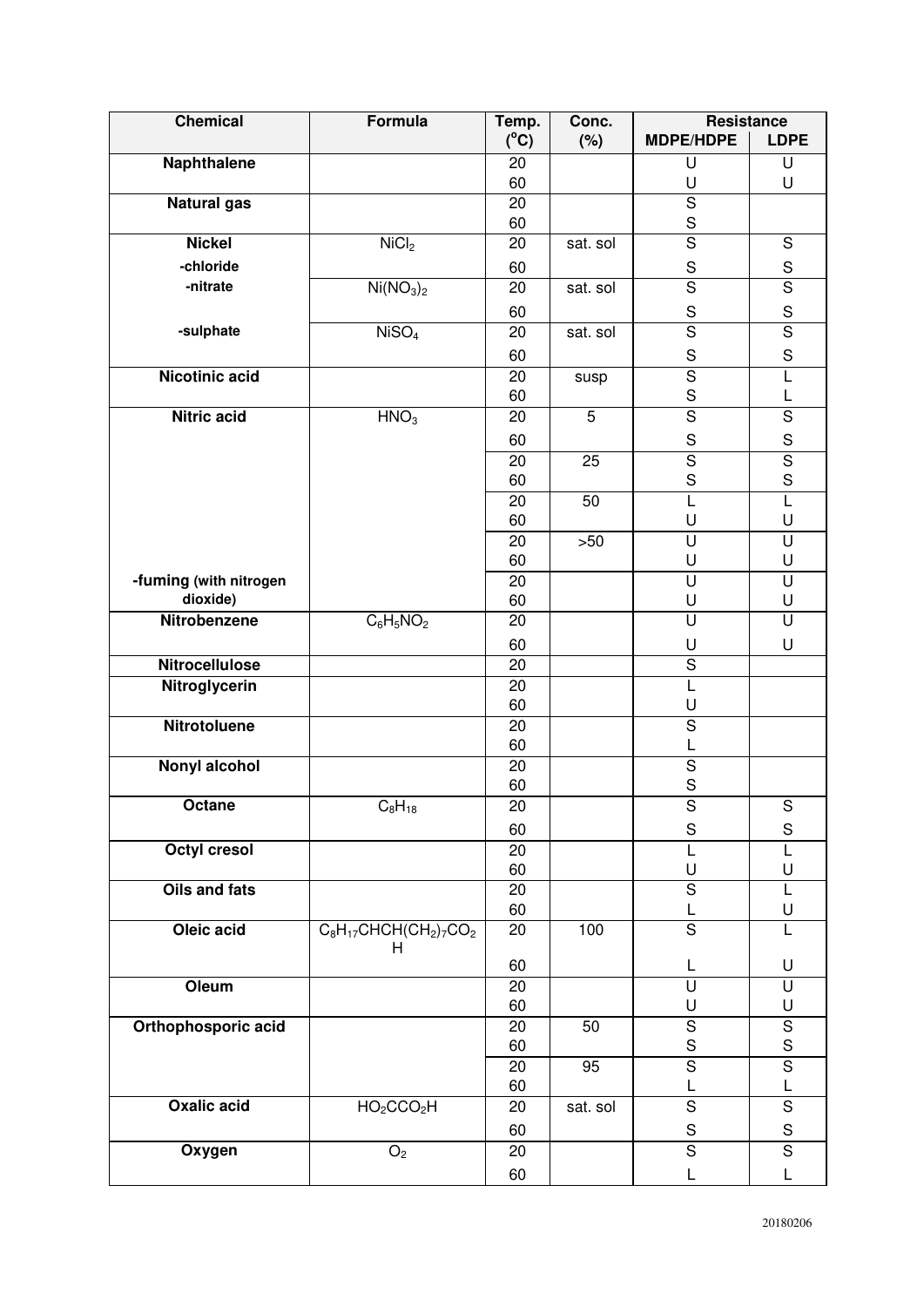| Chemical | Formula | Temp. (°C) | Conc. (%) | Resistance | |
|---|---|---|---|---|---|
| | | | | MDPE/HDPE | LDPE |
| **Naphthalene** | | 20 | | U | U |
| | | 60 | | U | U |
| **Natural gas** | | 20 | | S | |
| | | 60 | | S | |
| **Nickel** | | | | | |
| **-chloride** | $NiCl_2$ | 20 | sat. sol | S | S |
| | | 60 | | S | S |
| **-nitrate** | $Ni(NO_3)_2$ | 20 | sat. sol | S | S |
| | | 60 | | S | S |
| **-sulphate** | $NiSO_4$ | 20 | sat. sol | S | S |
| | | 60 | | S | S |
| **Nicotinic acid** | | 20 | susp | S | L |
| | | 60 | | S | L |
| **Nitric acid** | $HNO_3$ | 20 | 5 | S | S |
| | | 60 | | S | S |
| | | 20 | 25 | S | S |
| | | 60 | | S | S |
| | | 20 | 50 | L | L |
| | | 60 | | U | U |
| | | 20 | >50 | U | U |
| | | 60 | | U | U |
| **-fuming (with nitrogen dioxide)** | | 20 | | U | U |
| | | 60 | | U | U |
| **Nitrobenzene** | $C_6H_5NO_2$ | 20 | | U | U |
| | | 60 | | U | U |
| **Nitrocellulose** | | 20 | | S | |
| **Nitroglycerin** | | 20 | | L | |
| | | 60 | | U | |
| **Nitrotoluene** | | 20 | | S | |
| | | 60 | | L | |
| **Nonyl alcohol** | | 20 | | S | |
| | | 60 | | S | |
| **Octane** | $C_8H_{18}$ | 20 | | S | S |
| | | 60 | | S | S |
| **Octyl cresol** | | 20 | | L | L |
| | | 60 | | U | U |
| **Oils and fats** | | 20 | | S | L |
| | | 60 | | L | U |
| **Oleic acid** | $C_8H_{17}CHCH(CH_2)_7CO_2H$ | 20 | 100 | S | L |
| | | 60 | | L | U |
| **Oleum** | | 20 | | U | U |
| | | 60 | | U | U |
| **Orthophosporic acid** | | 20 | 50 | S | S |
| | | 60 | | S | S |
| | | 20 | 95 | S | S |
| | | 60 | | L | L |
| **Oxalic acid** | $HO_2CCO_2H$ | 20 | sat. sol | S | S |
| | | 60 | | S | S |
| **Oxygen** | $O_2$ | 20 | | S | S |
| | | 60 | | L | L |

20180206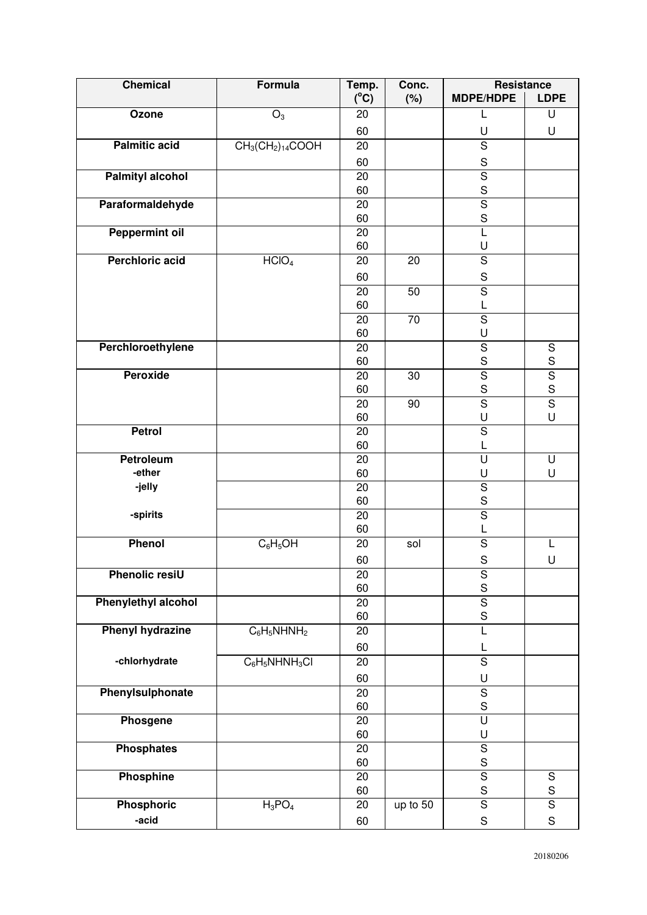| Chemical | Formula | Temp. (°C) | Conc. (%) | Resistance | |
|---|---|---|---|---|---|
| | | | | MDPE/HDPE | LDPE |
| **Ozone** | $O_3$ | 20 | | L | U |
| | | 60 | | U | U |
| **Palmitic acid** | $CH_3(CH_2)_{14}COOH$ | 20 | | S | |
| | | 60 | | S | |
| **Palmityl alcohol** | | 20 | | S | |
| | | 60 | | S | |
| **Paraformaldehyde** | | 20 | | S | |
| | | 60 | | S | |
| **Peppermint oil** | | 20 | | L | |
| | | 60 | | U | |
| **Perchloric acid** | $HClO_4$ | 20 | 20 | S | |
| | | 60 | | S | |
| | | 20 | 50 | S | |
| | | 60 | | L | |
| | | 20 | 70 | S | |
| | | 60 | | U | |
| **Perchloroethylene** | | 20 | | S | S |
| | | 60 | | S | S |
| **Peroxide** | | 20 | 30 | S | S |
| | | 60 | | S | S |
| | | 20 | 90 | S | S |
| | | 60 | | U | U |
| **Petrol** | | 20 | | S | |
| | | 60 | | L | |
| **Petroleum** | | 20 | | U | U |
| **-ether** | | 60 | | U | U |
| **-jelly** | | 20 | | S | |
| | | 60 | | S | |
| **-spirits** | | 20 | | S | |
| | | 60 | | L | |
| **Phenol** | $C_6H_5OH$ | 20 | sol | S | L |
| | | 60 | | S | U |
| **Phenolic resiU** | | 20 | | S | |
| | | 60 | | S | |
| **Phenylethyl alcohol** | | 20 | | S | |
| | | 60 | | S | |
| **Phenyl hydrazine** | $C_6H_5NHNH_2$ | 20 | | L | |
| | | 60 | | L | |
| **-chlorhydrate** | $C_6H_5NHNH_3Cl$ | 20 | | S | |
| | | 60 | | U | |
| **Phenylsulphonate** | | 20 | | S | |
| | | 60 | | S | |
| **Phosgene** | | 20 | | U | |
| | | 60 | | U | |
| **Phosphates** | | 20 | | S | |
| | | 60 | | S | |
| **Phosphine** | | 20 | | S | S |
| | | 60 | | S | S |
| **Phosphoric** | $H_3PO_4$ | 20 | up to 50 | S | S |
| **-acid** | | 60 | | S | S |

20180206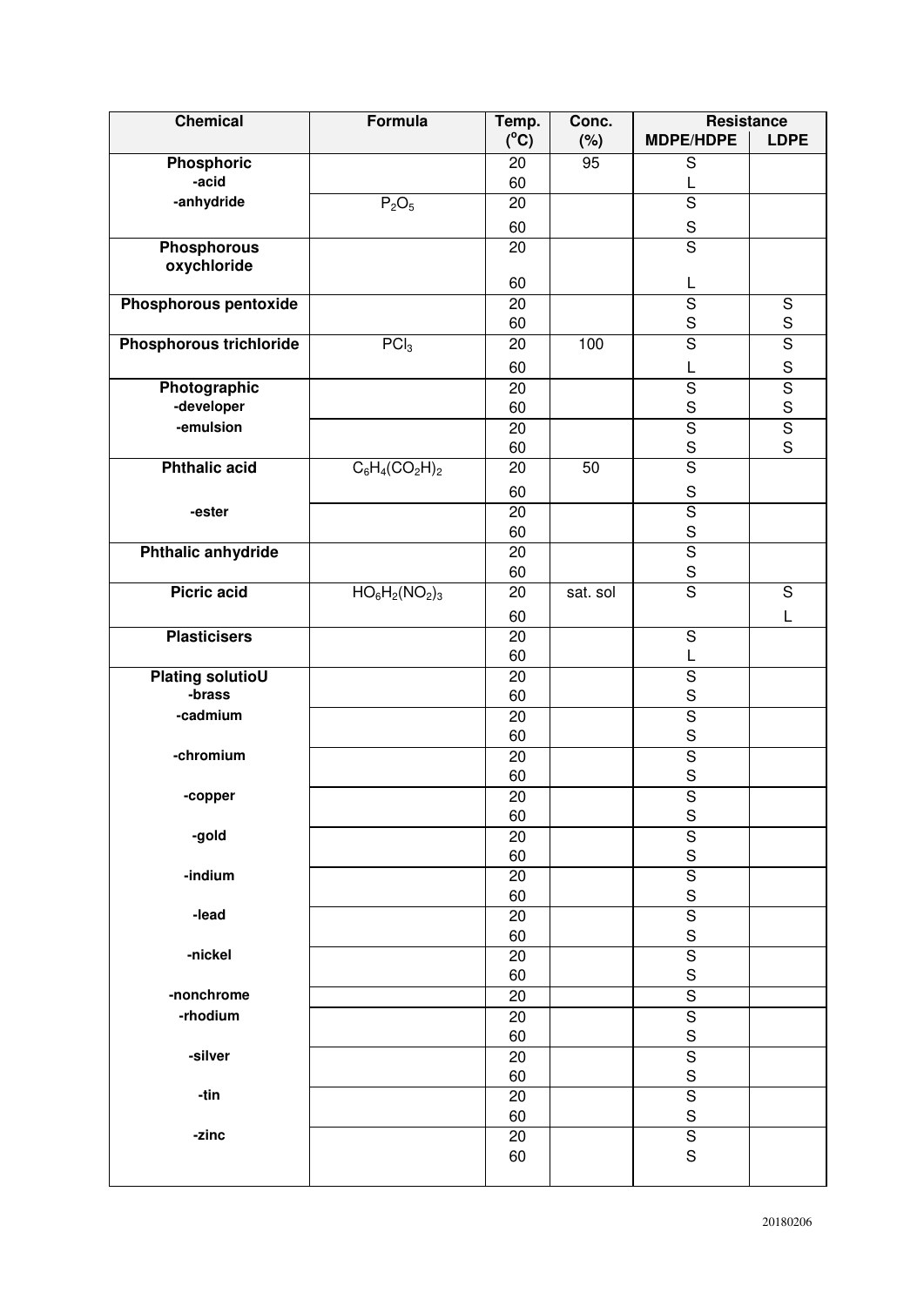| Chemical | Formula | Temp. (°C) | Conc. (%) | Resistance | |
|---|---|---|---|---|---|
| | | | | MDPE/HDPE | LDPE |
| **Phosphoric** | | | | | |
| -acid | | 20 | 95 | S | |
| | | 60 | | L | |
| -anhydride | $P_2O_5$ | 20 | | S | |
| | | 60 | | S | |
| **Phosphorous oxychloride** | | 20 | | S | |
| | | 60 | | L | |
| **Phosphorous pentoxide** | | 20 | | S | S |
| | | 60 | | S | S |
| **Phosphorous trichloride** | $PCl_3$ | 20 | 100 | S | S |
| | | 60 | | L | S |
| **Photographic** | | | | | |
| -developer | | 20 | | S | S |
| | | 60 | | S | S |
| -emulsion | | 20 | | S | S |
| | | 60 | | S | S |
| **Phthalic acid** | $C_6H_4(CO_2H)_2$ | 20 | 50 | S | |
| | | 60 | | S | |
| -ester | | 20 | | S | |
| | | 60 | | S | |
| **Phthalic anhydride** | | 20 | | S | |
| | | 60 | | S | |
| **Picric acid** | $HO_6H_2(NO_2)_3$ | 20 | sat. sol | S | S |
| | | 60 | | | L |
| **Plasticisers** | | 20 | | S | |
| | | 60 | | L | |
| **Plating solutioU** | | | | | |
| -brass | | 20 | | S | |
| | | 60 | | S | |
| -cadmium | | 20 | | S | |
| | | 60 | | S | |
| -chromium | | 20 | | S | |
| | | 60 | | S | |
| -copper | | 20 | | S | |
| | | 60 | | S | |
| -gold | | 20 | | S | |
| | | 60 | | S | |
| -indium | | 20 | | S | |
| | | 60 | | S | |
| -lead | | 20 | | S | |
| | | 60 | | S | |
| -nickel | | 20 | | S | |
| | | 60 | | S | |
| -nonchrome | | 20 | | S | |
| -rhodium | | 20 | | S | |
| | | 60 | | S | |
| -silver | | 20 | | S | |
| | | 60 | | S | |
| -tin | | 20 | | S | |
| | | 60 | | S | |
| -zinc | | 20 | | S | |
| | | 60 | | S | |

20180206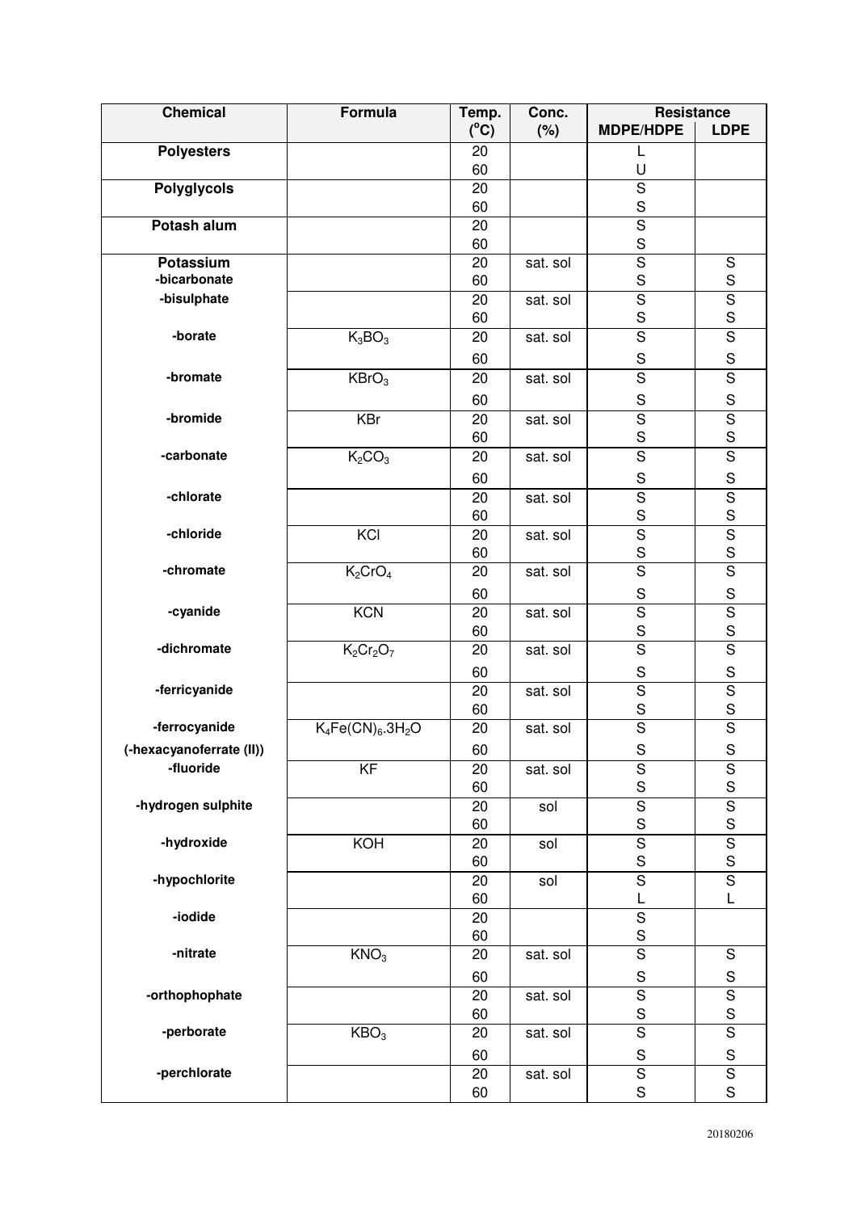| Chemical | Formula | Temp. ($^{o}C$) | Conc. (%) | Resistance | |
|---|---|---|---|---|---|
| | | | | MDPE/HDPE | LDPE |
| **Polyesters** | | 20 | | L | |
| | | 60 | | U | |
| **Polyglycols** | | 20 | | S | |
| | | 60 | | S | |
| **Potash alum** | | 20 | | S | |
| | | 60 | | S | |
| **Potassium** | | 20 | sat. sol | S | S |
| **-bicarbonate** | | 60 | | S | S |
| **-bisulphate** | | 20 | sat. sol | S | S |
| | | 60 | | S | S |
| **-borate** | $K_3BO_3$ | 20 | sat. sol | S | S |
| | | 60 | | S | S |
| **-bromate** | $KBrO_3$ | 20 | sat. sol | S | S |
| | | 60 | | S | S |
| **-bromide** | KBr | 20 | sat. sol | S | S |
| | | 60 | | S | S |
| **-carbonate** | $K_2CO_3$ | 20 | sat. sol | S | S |
| | | 60 | | S | S |
| **-chlorate** | | 20 | sat. sol | S | S |
| | | 60 | | S | S |
| **-chloride** | KCl | 20 | sat. sol | S | S |
| | | 60 | | S | S |
| **-chromate** | $K_2CrO_4$ | 20 | sat. sol | S | S |
| | | 60 | | S | S |
| **-cyanide** | KCN | 20 | sat. sol | S | S |
| | | 60 | | S | S |
| **-dichromate** | $K_2Cr_2O_7$ | 20 | sat. sol | S | S |
| | | 60 | | S | S |
| **-ferricyanide** | | 20 | sat. sol | S | S |
| | | 60 | | S | S |
| **-ferrocyanide** | $K_4Fe(CN)_6.3H_2O$ | 20 | sat. sol | S | S |
| **(-hexacyanoferrate (II))** | | 60 | | S | S |
| **-fluoride** | KF | 20 | sat. sol | S | S |
| | | 60 | | S | S |
| **-hydrogen sulphite** | | 20 | sol | S | S |
| | | 60 | | S | S |
| **-hydroxide** | KOH | 20 | sol | S | S |
| | | 60 | | S | S |
| **-hypochlorite** | | 20 | sol | S | S |
| | | 60 | | L | L |
| **-iodide** | | 20 | | S | |
| | | 60 | | S | |
| **-nitrate** | $KNO_3$ | 20 | sat. sol | S | S |
| | | 60 | | S | S |
| **-orthophophate** | | 20 | sat. sol | S | S |
| | | 60 | | S | S |
| **-perborate** | $KBO_3$ | 20 | sat. sol | S | S |
| | | 60 | | S | S |
| **-perchlorate** | | 20 | sat. sol | S | S |
| | | 60 | | S | S |

20180206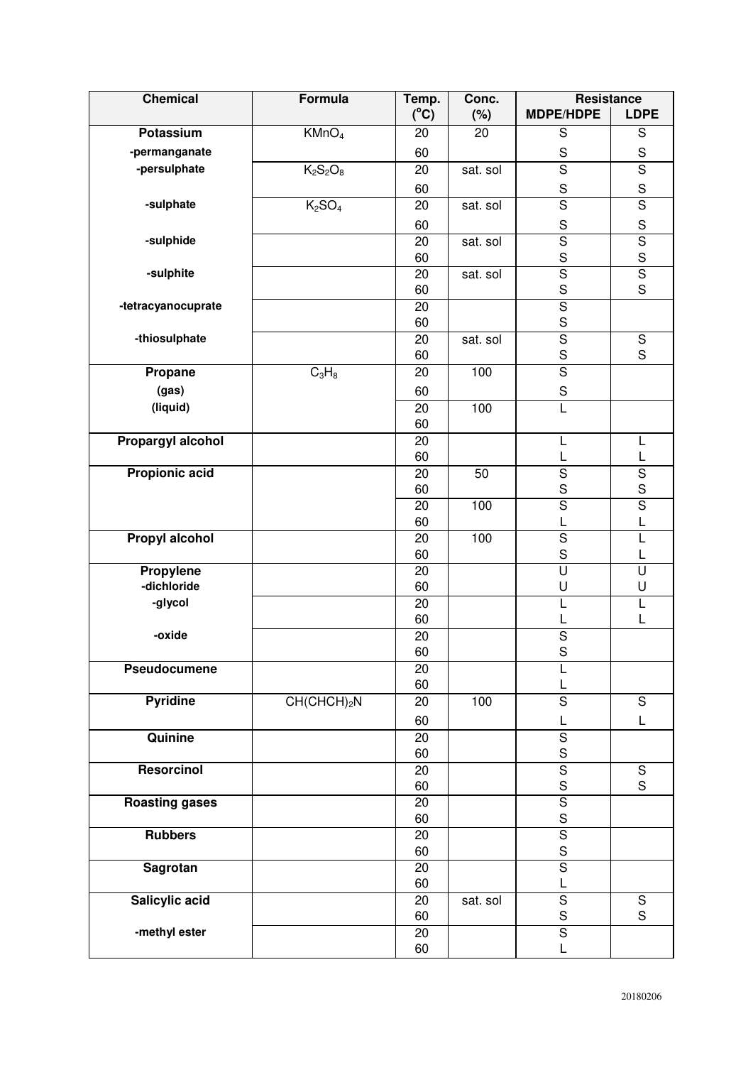| Chemical | Formula | Temp. (°C) | Conc. (%) | Resistance | |
|---|---|---|---|---|---|
| | | | | MDPE/HDPE | LDPE |
| **Potassium** | $KMnO_4$ | 20 | 20 | S | S |
| -permanganate | | 60 | | S | S |
| -persulphate | $K_2S_2O_8$ | 20 | sat. sol | S | S |
| | | 60 | | S | S |
| -sulphate | $K_2SO_4$ | 20 | sat. sol | S | S |
| | | 60 | | S | S |
| -sulphide | | 20 | sat. sol | S | S |
| | | 60 | | S | S |
| -sulphite | | 20 | sat. sol | S | S |
| | | 60 | | S | S |
| -tetracyanocuprate | | 20 | | S | |
| | | 60 | | S | |
| -thiosulphate | | 20 | sat. sol | S | S |
| | | 60 | | S | S |
| **Propane** | $C_3H_8$ | 20 | 100 | S | |
| (gas) | | 60 | | S | |
| (liquid) | | 20 | 100 | L | |
| | | 60 | | | |
| **Propargyl alcohol** | | 20 | | L | L |
| | | 60 | | L | L |
| **Propionic acid** | | 20 | 50 | S | S |
| | | 60 | | S | S |
| | | 20 | 100 | S | S |
| | | 60 | | L | L |
| **Propyl alcohol** | | 20 | 100 | S | L |
| | | 60 | | S | L |
| **Propylene** | | 20 | | U | U |
| -dichloride | | 60 | | U | U |
| -glycol | | 20 | | L | L |
| | | 60 | | L | L |
| -oxide | | 20 | | S | |
| | | 60 | | S | |
| **Pseudocumene** | | 20 | | L | |
| | | 60 | | L | |
| **Pyridine** | $CH(CHCH)_2N$ | 20 | 100 | S | S |
| | | 60 | | L | L |
| **Quinine** | | 20 | | S | |
| | | 60 | | S | |
| **Resorcinol** | | 20 | | S | S |
| | | 60 | | S | S |
| **Roasting gases** | | 20 | | S | |
| | | 60 | | S | |
| **Rubbers** | | 20 | | S | |
| | | 60 | | S | |
| **Sagrotan** | | 20 | | S | |
| | | 60 | | L | |
| **Salicylic acid** | | 20 | sat. sol | S | S |
| | | 60 | | S | S |
| -methyl ester | | 20 | | S | |
| | | 60 | | L | |

20180206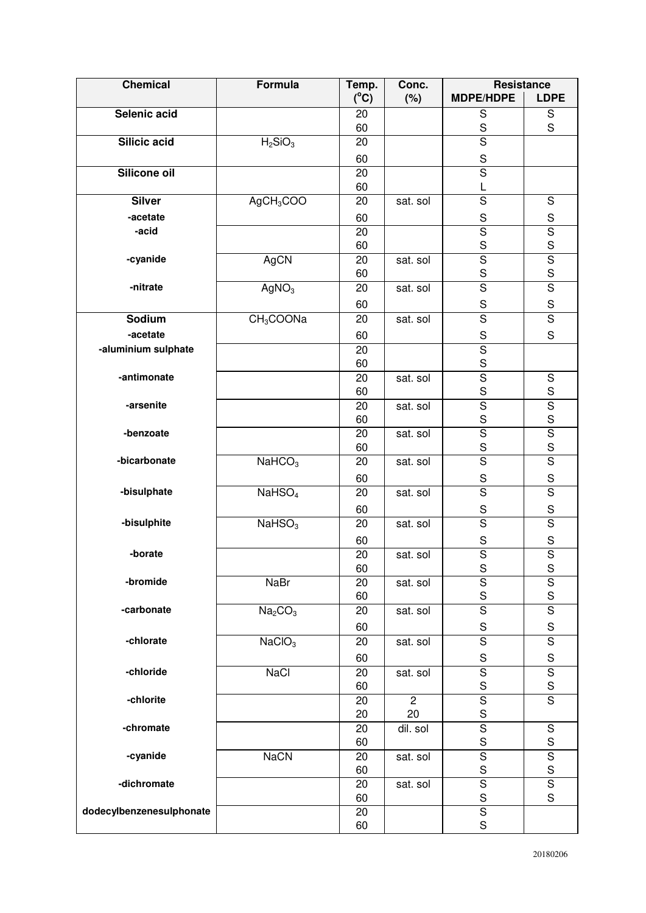| Chemical | Formula | Temp. (°C) | Conc. (%) | Resistance | |
|---|---|---|---|---|---|
| | | | | MDPE/HDPE | LDPE |
| **Selenic acid** | | 20 | | S | S |
| | | 60 | | S | S |
| **Silicic acid** | $H_2SiO_3$ | 20 | | S | |
| | | 60 | | S | |
| **Silicone oil** | | 20 | | S | |
| | | 60 | | L | |
| **Silver** | $AgCH_3COO$ | 20 | sat. sol | S | S |
| **-acetate** | | 60 | | S | S |
| **-acid** | | 20 | | S | S |
| | | 60 | | S | S |
| **-cyanide** | AgCN | 20 | sat. sol | S | S |
| | | 60 | | S | S |
| **-nitrate** | $AgNO_3$ | 20 | sat. sol | S | S |
| | | 60 | | S | S |
| **Sodium** | $CH_3COONa$ | 20 | sat. sol | S | S |
| **-acetate** | | 60 | | S | S |
| **-aluminium sulphate** | | 20 | | S | |
| | | 60 | | S | |
| **-antimonate** | | 20 | sat. sol | S | S |
| | | 60 | | S | S |
| **-arsenite** | | 20 | sat. sol | S | S |
| | | 60 | | S | S |
| **-benzoate** | | 20 | sat. sol | S | S |
| | | 60 | | S | S |
| **-bicarbonate** | $NaHCO_3$ | 20 | sat. sol | S | S |
| | | 60 | | S | S |
| **-bisulphate** | $NaHSO_4$ | 20 | sat. sol | S | S |
| | | 60 | | S | S |
| **-bisulphite** | $NaHSO_3$ | 20 | sat. sol | S | S |
| | | 60 | | S | S |
| **-borate** | | 20 | sat. sol | S | S |
| | | 60 | | S | S |
| **-bromide** | NaBr | 20 | sat. sol | S | S |
| | | 60 | | S | S |
| **-carbonate** | $Na_2CO_3$ | 20 | sat. sol | S | S |
| | | 60 | | S | S |
| **-chlorate** | $NaClO_3$ | 20 | sat. sol | S | S |
| | | 60 | | S | S |
| **-chloride** | NaCl | 20 | sat. sol | S | S |
| | | 60 | | S | S |
| **-chlorite** | | 20 | 2 | S | S |
| | | 20 | 20 | S | |
| **-chromate** | | 20 | dil. sol | S | S |
| | | 60 | | S | S |
| **-cyanide** | NaCN | 20 | sat. sol | S | S |
| | | 60 | | S | S |
| **-dichromate** | | 20 | sat. sol | S | S |
| | | 60 | | S | S |
| **dodecylbenzenesulphonate** | | 20 | | S | |
| | | 60 | | S | |

20180206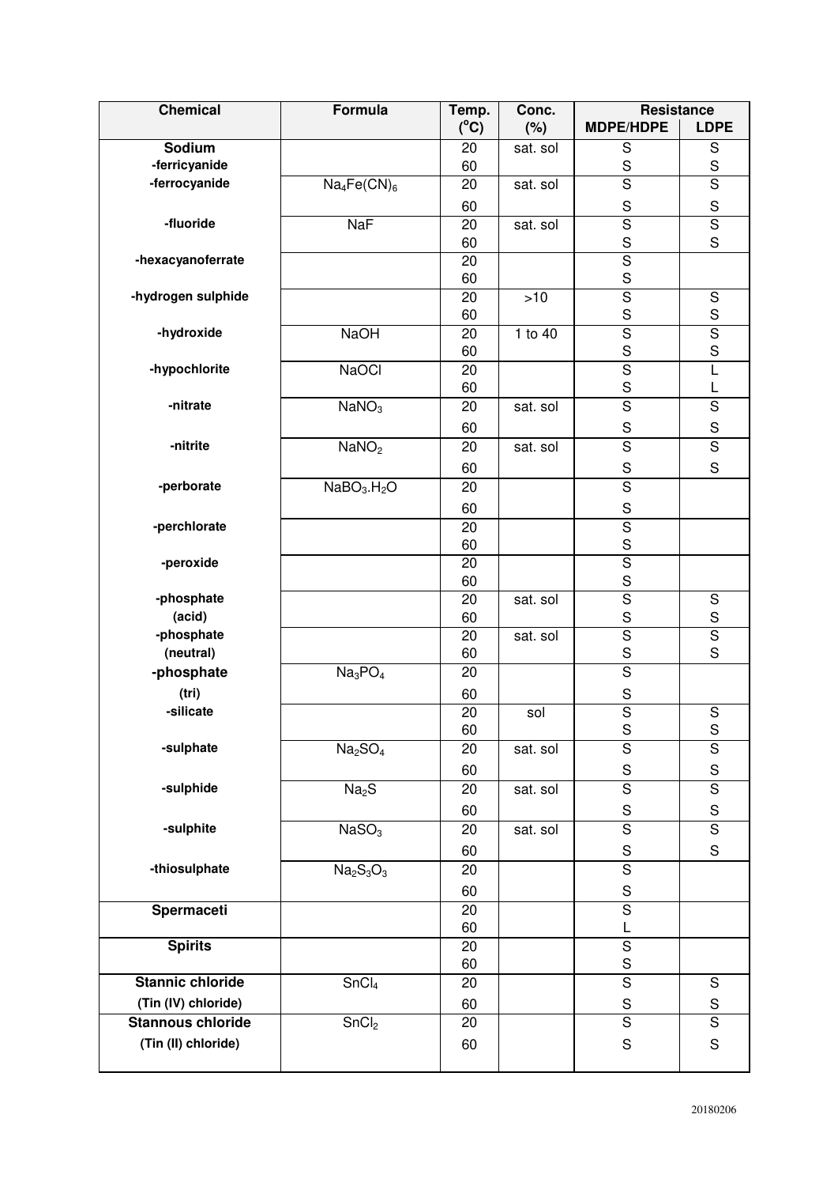| Chemical | Formula | Temp. (°C) | Conc. (%) | Resistance | |
|---|---|---|---|---|---|
| | | | | MDPE/HDPE | LDPE |
| **Sodium** | | 20 | sat. sol | S | S |
| -ferricyanide | | 60 | | S | S |
| -ferrocyanide | $Na_4Fe(CN)_6$ | 20 | sat. sol | S | S |
| | | 60 | | S | S |
| -fluoride | NaF | 20 | sat. sol | S | S |
| | | 60 | | S | S |
| -hexacyanoferrate | | 20 | | S | |
| | | 60 | | S | |
| -hydrogen sulphide | | 20 | >10 | S | S |
| | | 60 | | S | S |
| -hydroxide | NaOH | 20 | 1 to 40 | S | S |
| | | 60 | | S | S |
| -hypochlorite | NaOCl | 20 | | S | L |
| | | 60 | | S | L |
| -nitrate | $NaNO_3$ | 20 | sat. sol | S | S |
| | | 60 | | S | S |
| -nitrite | $NaNO_2$ | 20 | sat. sol | S | S |
| | | 60 | | S | S |
| -perborate | $NaBO_3.H_2O$ | 20 | | S | |
| | | 60 | | S | |
| -perchlorate | | 20 | | S | |
| | | 60 | | S | |
| -peroxide | | 20 | | S | |
| | | 60 | | S | |
| -phosphate (acid) | | 20 | sat. sol | S | S |
| | | 60 | | S | S |
| -phosphate (neutral) | | 20 | sat. sol | S | S |
| | | 60 | | S | S |
| -phosphate (tri) | $Na_3PO_4$ | 20 | | S | |
| | | 60 | | S | |
| -silicate | | 20 | sol | S | S |
| | | 60 | | S | S |
| -sulphate | $Na_2SO_4$ | 20 | sat. sol | S | S |
| | | 60 | | S | S |
| -sulphide | $Na_2S$ | 20 | sat. sol | S | S |
| | | 60 | | S | S |
| -sulphite | $NaSO_3$ | 20 | sat. sol | S | S |
| | | 60 | | S | S |
| -thiosulphate | $Na_2S_3O_3$ | 20 | | S | |
| | | 60 | | S | |
| **Spermaceti** | | 20 | | S | |
| | | 60 | | L | |
| **Spirits** | | 20 | | S | |
| | | 60 | | S | |
| **Stannic chloride** (Tin (IV) chloride) | $SnCl_4$ | 20 | | S | S |
| | | 60 | | S | S |
| **Stannous chloride** (Tin (II) chloride) | $SnCl_2$ | 20 | | S | S |
| | | 60 | | S | S |

20180206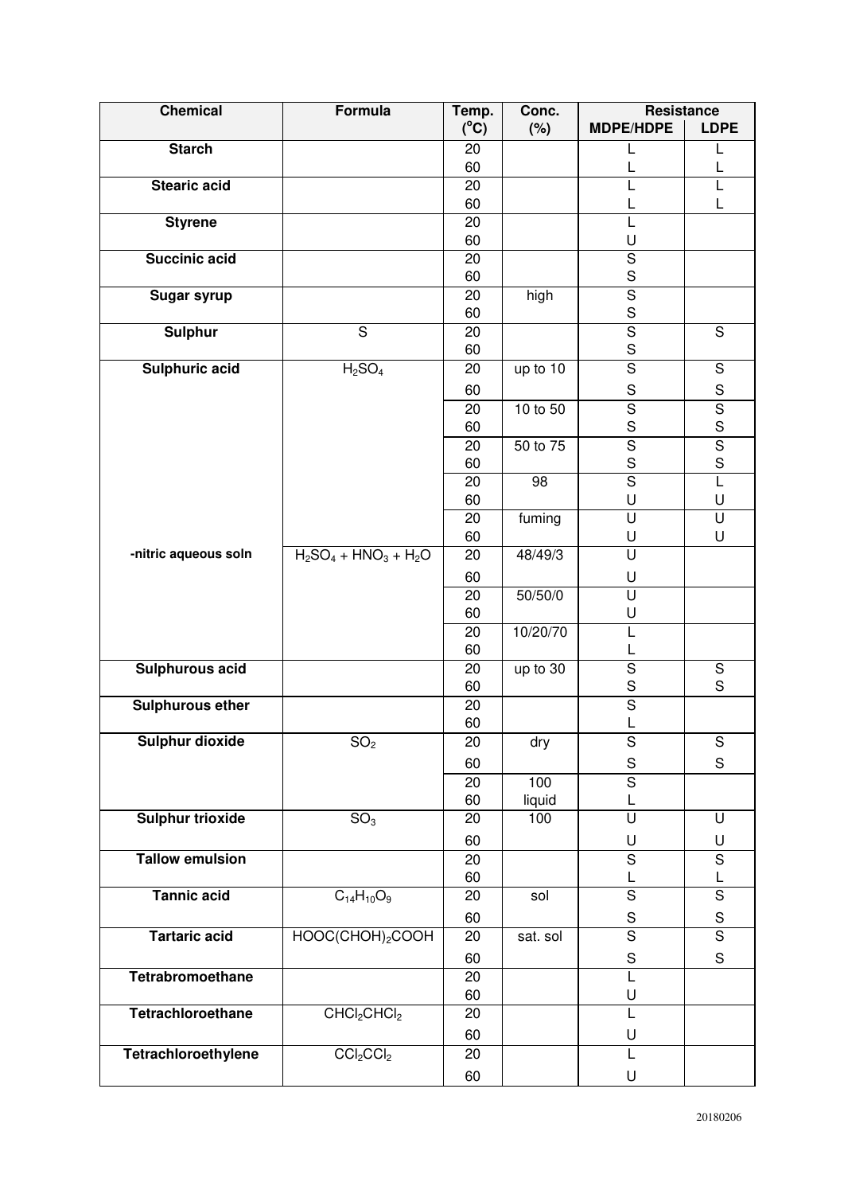| Chemical | Formula | Temp. (°C) | Conc. (%) | Resistance | |
|---|---|---|---|---|---|
| | | | | MDPE/HDPE | LDPE |
| **Starch** | | 20 | | L | L |
| | | 60 | | L | L |
| **Stearic acid** | | 20 | | L | L |
| | | 60 | | L | L |
| **Styrene** | | 20 | | L | |
| | | 60 | | U | |
| **Succinic acid** | | 20 | | S | |
| | | 60 | | S | |
| **Sugar syrup** | | 20 | high | S | |
| | | 60 | | S | |
| **Sulphur** | S | 20 | | S | S |
| | | 60 | | S | |
| **Sulphuric acid** | $H_2SO_4$ | 20 | up to 10 | S | S |
| | | 60 | | S | S |
| | | 20 | 10 to 50 | S | S |
| | | 60 | | S | S |
| | | 20 | 50 to 75 | S | S |
| | | 60 | | S | S |
| | | 20 | 98 | S | L |
| | | 60 | | U | U |
| | | 20 | fuming | U | U |
| | | 60 | | U | U |
| **-nitric aqueous soln** | $H_2SO_4 + HNO_3 + H_2O$ | 20 | 48/49/3 | U | |
| | | 60 | | U | |
| | | 20 | 50/50/0 | U | |
| | | 60 | | U | |
| | | 20 | 10/20/70 | L | |
| | | 60 | | L | |
| **Sulphurous acid** | | 20 | up to 30 | S | S |
| | | 60 | | S | S |
| **Sulphurous ether** | | 20 | | S | |
| | | 60 | | L | |
| **Sulphur dioxide** | $SO_2$ | 20 | dry | S | S |
| | | 60 | | S | S |
| | | 20 | 100 | S | |
| | | 60 | liquid | L | |
| **Sulphur trioxide** | $SO_3$ | 20 | 100 | U | U |
| | | 60 | | U | U |
| **Tallow emulsion** | | 20 | | S | S |
| | | 60 | | L | L |
| **Tannic acid** | $C_{14}H_{10}O_9$ | 20 | sol | S | S |
| | | 60 | | S | S |
| **Tartaric acid** | HOOC(CHOH)$_2$COOH | 20 | sat. sol | S | S |
| | | 60 | | S | S |
| **Tetrabromoethane** | | 20 | | L | |
| | | 60 | | U | |
| **Tetrachloroethane** | $CHCl_2CHCl_2$ | 20 | | L | |
| | | 60 | | U | |
| **Tetrachloroethylene** | $CCl_2CCl_2$ | 20 | | L | |
| | | 60 | | U | |

20180206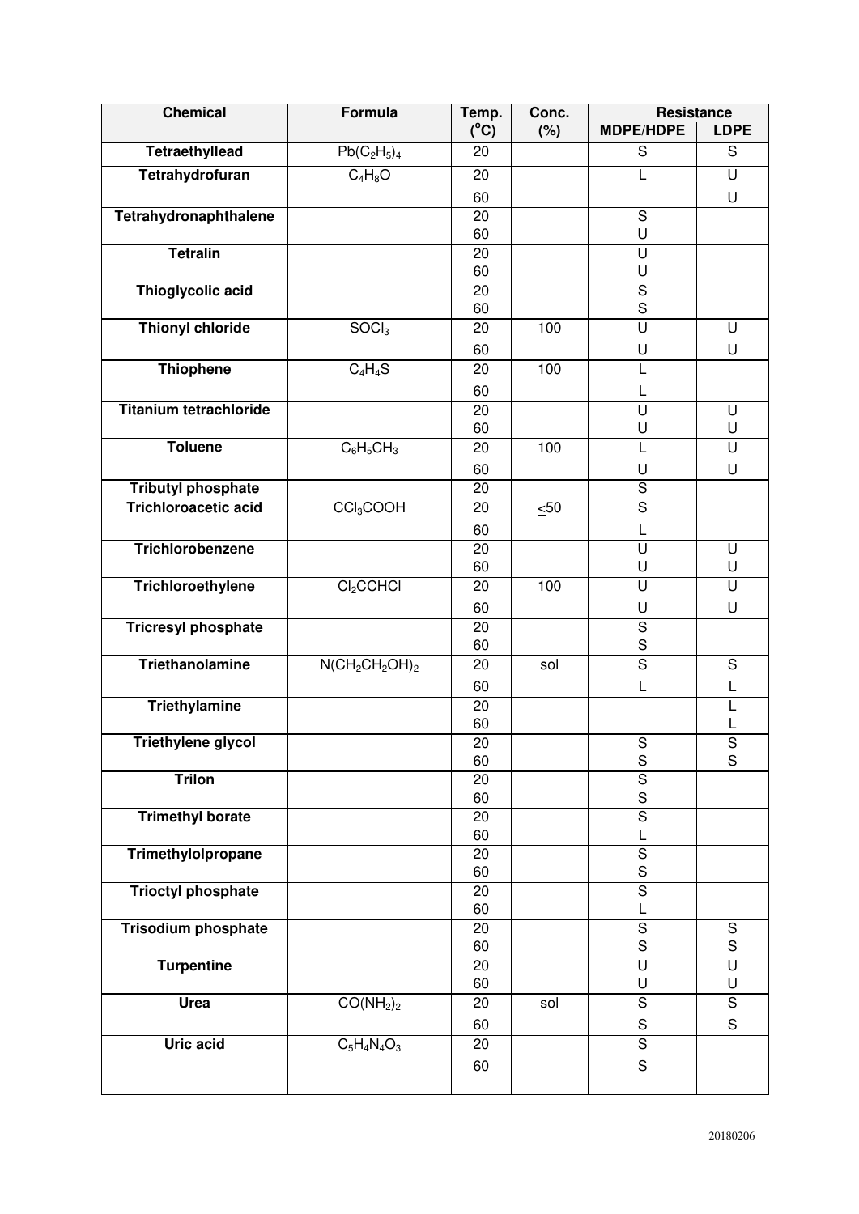| Chemical | Formula | Temp. (°C) | Conc. (%) | Resistance | |
|---|---|---|---|---|---|
| | | | | MDPE/HDPE | LDPE |
| Tetraethyllead | $Pb(C_2H_5)_4$ | 20 | | S | S |
| Tetrahydrofuran | $C_4H_8O$ | 20 | | L | U |
| | | 60 | | | U |
| Tetrahydronaphthalene | | 20 | | S | |
| | | 60 | | U | |
| Tetralin | | 20 | | U | |
| | | 60 | | U | |
| Thioglycolic acid | | 20 | | S | |
| | | 60 | | S | |
| Thionyl chloride | $SOCl_3$ | 20 | 100 | U | U |
| | | 60 | | U | U |
| Thiophene | $C_4H_4S$ | 20 | 100 | L | |
| | | 60 | | L | |
| Titanium tetrachloride | | 20 | | U | U |
| | | 60 | | U | U |
| Toluene | $C_6H_5CH_3$ | 20 | 100 | L | U |
| | | 60 | | U | U |
| Tributyl phosphate | | 20 | | S | |
| Trichloroacetic acid | $CCl_3COOH$ | 20 | ≤50 | S | |
| | | 60 | | L | |
| Trichlorobenzene | | 20 | | U | U |
| | | 60 | | U | U |
| Trichloroethylene | $Cl_2CCHCl$ | 20 | 100 | U | U |
| | | 60 | | U | U |
| Tricresyl phosphate | | 20 | | S | |
| | | 60 | | S | |
| Triethanolamine | $N(CH_2CH_2OH)_2$ | 20 | sol | S | S |
| | | 60 | | L | L |
| Triethylamine | | 20 | | | L |
| | | 60 | | | L |
| Triethylene glycol | | 20 | | S | S |
| | | 60 | | S | S |
| Trilon | | 20 | | S | |
| | | 60 | | S | |
| Trimethyl borate | | 20 | | S | |
| | | 60 | | L | |
| Trimethylolpropane | | 20 | | S | |
| | | 60 | | S | |
| Trioctyl phosphate | | 20 | | S | |
| | | 60 | | L | |
| Trisodium phosphate | | 20 | | S | S |
| | | 60 | | S | S |
| Turpentine | | 20 | | U | U |
| | | 60 | | U | U |
| Urea | $CO(NH_2)_2$ | 20 | sol | S | S |
| | | 60 | | S | S |
| Uric acid | $C_5H_4N_4O_3$ | 20 | | S | |
| | | 60 | | S | |

20180206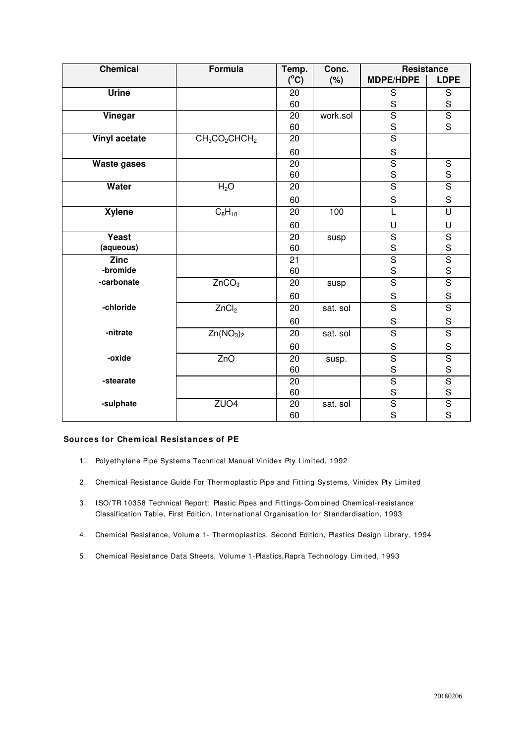| Chemical | Formula | Temp. (°C) | Conc. (%) | Resistance | |
|---|---|---|---|---|---|
| | | | | MDPE/HDPE | LDPE |
| **Urine** | | 20 | | S | S |
| | | 60 | | S | S |
| **Vinegar** | | 20 | work.sol | S | S |
| | | 60 | | S | S |
| **Vinyl acetate** | $CH_3CO_2CHCH_2$ | 20 | | S | |
| | | 60 | | S | |
| **Waste gases** | | 20 | | S | S |
| | | 60 | | S | S |
| **Water** | $H_2O$ | 20 | | S | S |
| | | 60 | | S | S |
| **Xylene** | $C_8H_{10}$ | 20 | 100 | L | U |
| | | 60 | | U | U |
| **Yeast (aqueous)** | | 20 | susp | S | S |
| | | 60 | | S | S |
| **Zinc -bromide** | | 21 | | S | S |
| | | 60 | | S | S |
| **-carbonate** | $ZnCO_3$ | 20 | susp | S | S |
| | | 60 | | S | S |
| **-chloride** | $ZnCl_2$ | 20 | sat. sol | S | S |
| | | 60 | | S | S |
| **-nitrate** | $Zn(NO_3)_2$ | 20 | sat. sol | S | S |
| | | 60 | | S | S |
| **-oxide** | ZnO | 20 | susp. | S | S |
| | | 60 | | S | S |
| **-stearate** | | 20 | | S | S |
| | | 60 | | S | S |
| **-sulphate** | ZUO4 | 20 | sat. sol | S | S |
| | | 60 | | S | S |

**Sources for Chemical Resistances of PE**

1. Polyethylene Pipe Systems Technical Manual Vinidex Pty Limited, 1992
2. Chemical Resistance Guide For Thermoplastic Pipe and Fitting Systems, Vinidex Pty Limited
3. ISO/TR 10358 Technical Report: Plastic Pipes and Fittings-Combined Chemical-resistance Classification Table, First Edition, International Organisation for Standardisation, 1993
4. Chemical Resistance, Volume 1- Thermoplastics, Second Edition, Plastics Design Library, 1994
5. Chemical Resistance Data Sheets, Volume 1-Plastics,Rapra Technology Limited, 1993

20180206